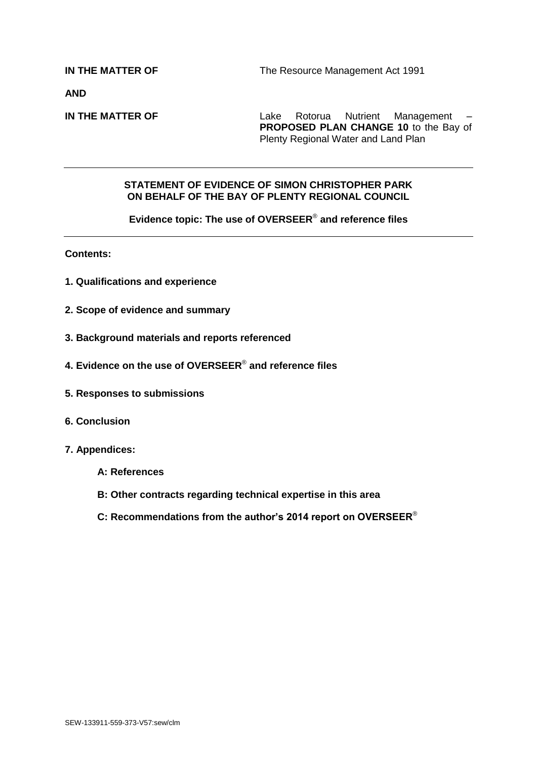**IN THE MATTER OF** The Resource Management Act 1991

**AND**

**IN THE MATTER OF** Lake Rotorua Nutrient Management – **PROPOSED PLAN CHANGE 10** to the Bay of Plenty Regional Water and Land Plan

---

**STATEMENT OF EVIDENCE OF SIMON CHRISTOPHER PARK ON BEHALF OF THE BAY OF PLENTY REGIONAL COUNCIL**

**Evidence topic: The use of OVERSEER® and reference files**

---

**Contents:**

**1. Qualifications and experience**

**2. Scope of evidence and summary**

**3. Background materials and reports referenced**

**4. Evidence on the use of OVERSEER® and reference files**

**5. Responses to submissions**

**6. Conclusion**

**7. Appendices:**

- **A: References**
- **B: Other contracts regarding technical expertise in this area**
- **C: Recommendations from the author's 2014 report on OVERSEER®**

SEW-133911-559-373-V57:sew/clm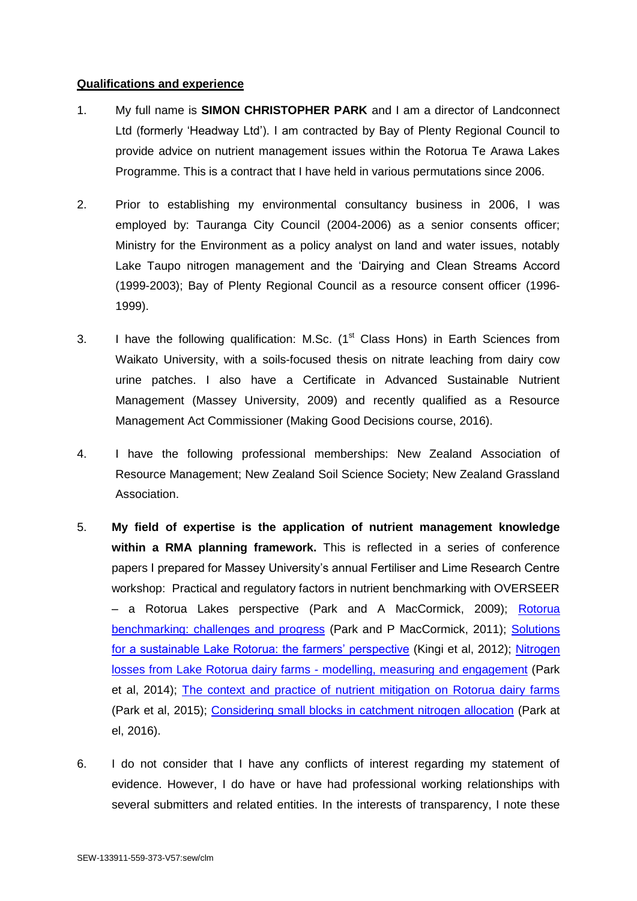**<u>Qualifications and experience</u>**

1. My full name is **SIMON CHRISTOPHER PARK** and I am a director of Landconnect Ltd (formerly 'Headway Ltd'). I am contracted by Bay of Plenty Regional Council to provide advice on nutrient management issues within the Rotorua Te Arawa Lakes Programme. This is a contract that I have held in various permutations since 2006.

2. Prior to establishing my environmental consultancy business in 2006, I was employed by: Tauranga City Council (2004-2006) as a senior consents officer; Ministry for the Environment as a policy analyst on land and water issues, notably Lake Taupo nitrogen management and the 'Dairying and Clean Streams Accord (1999-2003); Bay of Plenty Regional Council as a resource consent officer (1996-1999).

3. I have the following qualification: M.Sc. (1st Class Hons) in Earth Sciences from Waikato University, with a soils-focused thesis on nitrate leaching from dairy cow urine patches. I also have a Certificate in Advanced Sustainable Nutrient Management (Massey University, 2009) and recently qualified as a Resource Management Act Commissioner (Making Good Decisions course, 2016).

4. I have the following professional memberships: New Zealand Association of Resource Management; New Zealand Soil Science Society; New Zealand Grassland Association.

5. **My field of expertise is the application of nutrient management knowledge within a RMA planning framework.** This is reflected in a series of conference papers I prepared for Massey University's annual Fertiliser and Lime Research Centre workshop: Practical and regulatory factors in nutrient benchmarking with OVERSEER – a Rotorua Lakes perspective (Park and A MacCormick, 2009); Rotorua benchmarking: challenges and progress (Park and P MacCormick, 2011); Solutions for a sustainable Lake Rotorua: the farmers' perspective (Kingi et al, 2012); Nitrogen losses from Lake Rotorua dairy farms - modelling, measuring and engagement (Park et al, 2014); The context and practice of nutrient mitigation on Rotorua dairy farms (Park et al, 2015); Considering small blocks in catchment nitrogen allocation (Park at el, 2016).

6. I do not consider that I have any conflicts of interest regarding my statement of evidence. However, I do have or have had professional working relationships with several submitters and related entities. In the interests of transparency, I note these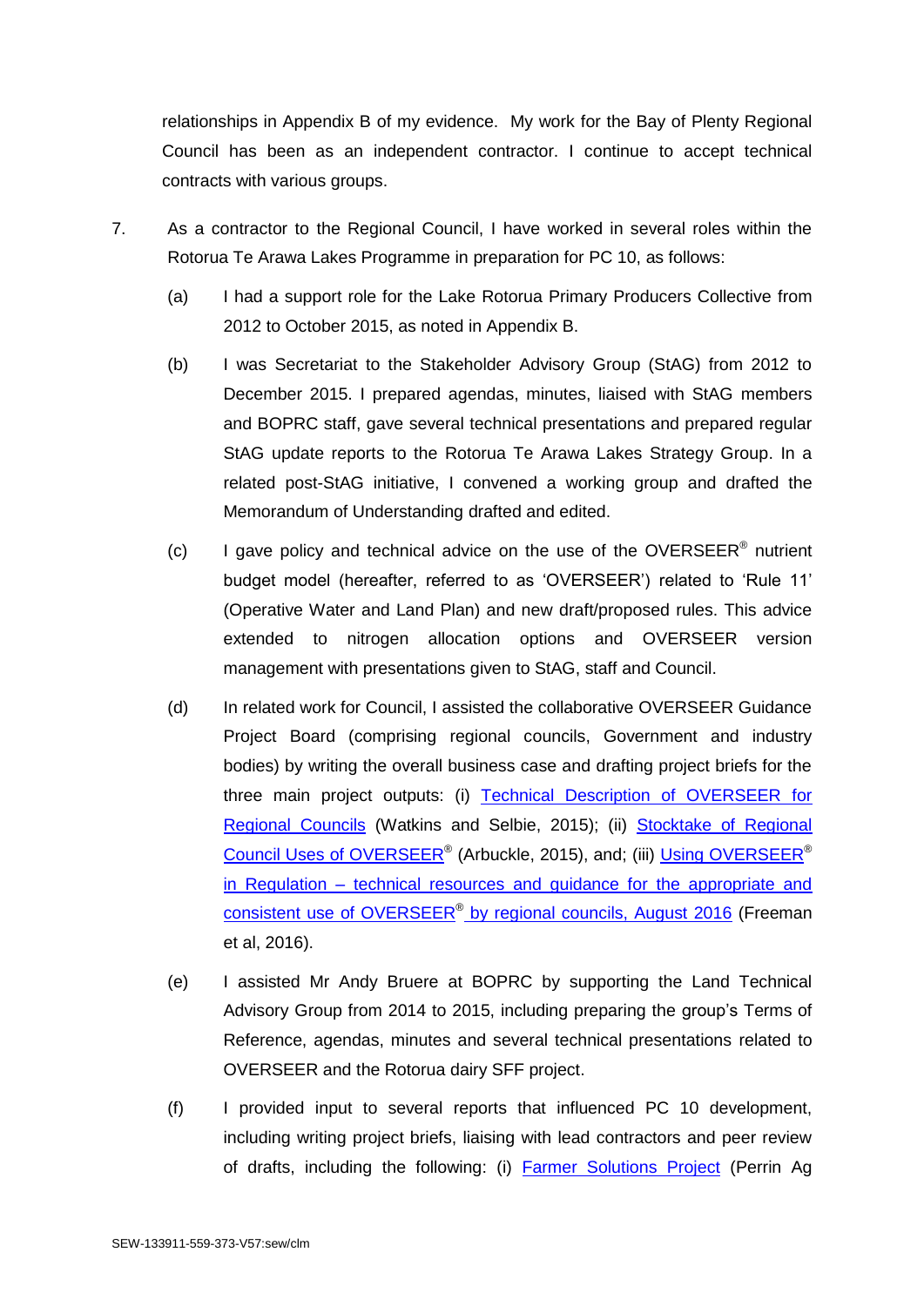relationships in Appendix B of my evidence. My work for the Bay of Plenty Regional Council has been as an independent contractor. I continue to accept technical contracts with various groups.

7. As a contractor to the Regional Council, I have worked in several roles within the Rotorua Te Arawa Lakes Programme in preparation for PC 10, as follows:

   (a) I had a support role for the Lake Rotorua Primary Producers Collective from 2012 to October 2015, as noted in Appendix B.

   (b) I was Secretariat to the Stakeholder Advisory Group (StAG) from 2012 to December 2015. I prepared agendas, minutes, liaised with StAG members and BOPRC staff, gave several technical presentations and prepared regular StAG update reports to the Rotorua Te Arawa Lakes Strategy Group. In a related post-StAG initiative, I convened a working group and drafted the Memorandum of Understanding drafted and edited.

   (c) I gave policy and technical advice on the use of the OVERSEER® nutrient budget model (hereafter, referred to as 'OVERSEER') related to 'Rule 11' (Operative Water and Land Plan) and new draft/proposed rules. This advice extended to nitrogen allocation options and OVERSEER version management with presentations given to StAG, staff and Council.

   (d) In related work for Council, I assisted the collaborative OVERSEER Guidance Project Board (comprising regional councils, Government and industry bodies) by writing the overall business case and drafting project briefs for the three main project outputs: (i) Technical Description of OVERSEER for Regional Councils (Watkins and Selbie, 2015); (ii) Stocktake of Regional Council Uses of OVERSEER® (Arbuckle, 2015), and; (iii) Using OVERSEER® in Regulation – technical resources and guidance for the appropriate and consistent use of OVERSEER® by regional councils, August 2016 (Freeman et al, 2016).

   (e) I assisted Mr Andy Bruere at BOPRC by supporting the Land Technical Advisory Group from 2014 to 2015, including preparing the group's Terms of Reference, agendas, minutes and several technical presentations related to OVERSEER and the Rotorua dairy SFF project.

   (f) I provided input to several reports that influenced PC 10 development, including writing project briefs, liaising with lead contractors and peer review of drafts, including the following: (i) Farmer Solutions Project (Perrin Ag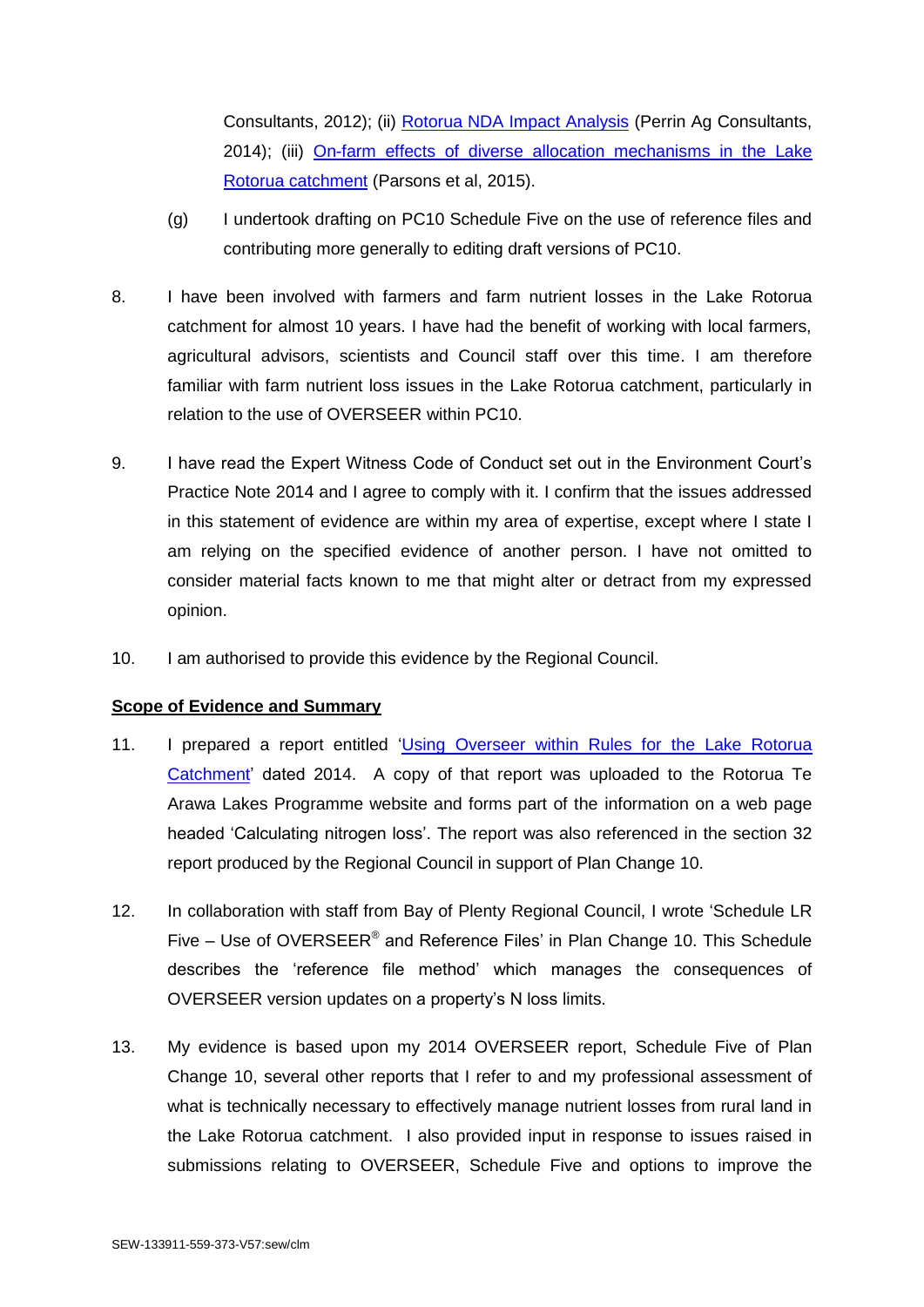Consultants, 2012); (ii) [Rotorua NDA Impact Analysis](Rotorua NDA Impact Analysis) (Perrin Ag Consultants, 2014); (iii) [On-farm effects of diverse allocation mechanisms in the Lake Rotorua catchment](On-farm effects of diverse allocation mechanisms in the Lake Rotorua catchment) (Parsons et al, 2015).

(g) I undertook drafting on PC10 Schedule Five on the use of reference files and contributing more generally to editing draft versions of PC10.

8. I have been involved with farmers and farm nutrient losses in the Lake Rotorua catchment for almost 10 years. I have had the benefit of working with local farmers, agricultural advisors, scientists and Council staff over this time. I am therefore familiar with farm nutrient loss issues in the Lake Rotorua catchment, particularly in relation to the use of OVERSEER within PC10.

9. I have read the Expert Witness Code of Conduct set out in the Environment Court's Practice Note 2014 and I agree to comply with it. I confirm that the issues addressed in this statement of evidence are within my area of expertise, except where I state I am relying on the specified evidence of another person. I have not omitted to consider material facts known to me that might alter or detract from my expressed opinion.

10. I am authorised to provide this evidence by the Regional Council.

**Scope of Evidence and Summary**

11. I prepared a report entitled '[Using Overseer within Rules for the Lake Rotorua Catchment](Using Overseer within Rules for the Lake Rotorua Catchment)' dated 2014. A copy of that report was uploaded to the Rotorua Te Arawa Lakes Programme website and forms part of the information on a web page headed 'Calculating nitrogen loss'. The report was also referenced in the section 32 report produced by the Regional Council in support of Plan Change 10.

12. In collaboration with staff from Bay of Plenty Regional Council, I wrote 'Schedule LR Five – Use of OVERSEER® and Reference Files' in Plan Change 10. This Schedule describes the 'reference file method' which manages the consequences of OVERSEER version updates on a property's N loss limits.

13. My evidence is based upon my 2014 OVERSEER report, Schedule Five of Plan Change 10, several other reports that I refer to and my professional assessment of what is technically necessary to effectively manage nutrient losses from rural land in the Lake Rotorua catchment. I also provided input in response to issues raised in submissions relating to OVERSEER, Schedule Five and options to improve the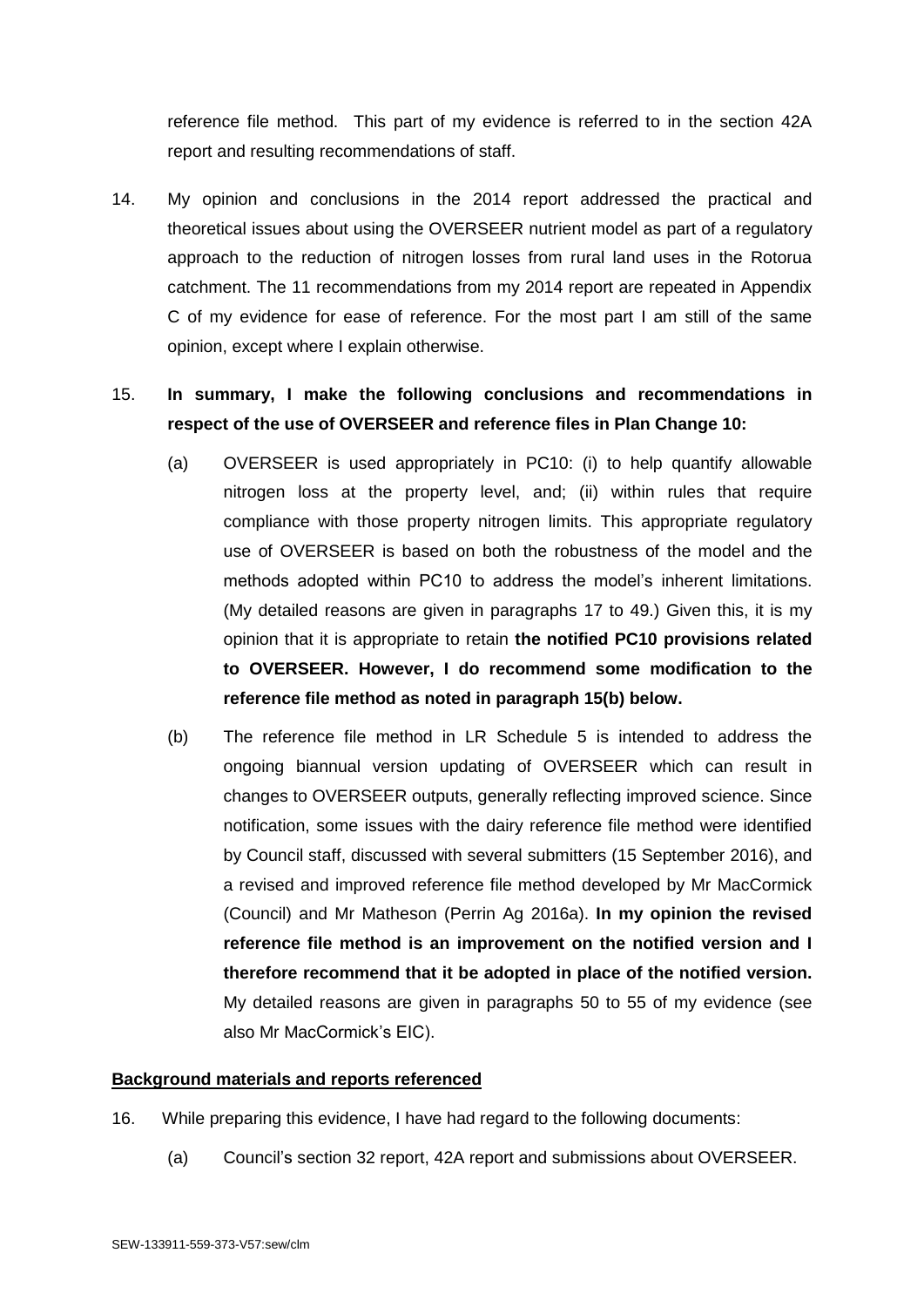reference file method. This part of my evidence is referred to in the section 42A report and resulting recommendations of staff.

14. My opinion and conclusions in the 2014 report addressed the practical and theoretical issues about using the OVERSEER nutrient model as part of a regulatory approach to the reduction of nitrogen losses from rural land uses in the Rotorua catchment. The 11 recommendations from my 2014 report are repeated in Appendix C of my evidence for ease of reference. For the most part I am still of the same opinion, except where I explain otherwise.

15. **In summary, I make the following conclusions and recommendations in respect of the use of OVERSEER and reference files in Plan Change 10:**

    (a) OVERSEER is used appropriately in PC10: (i) to help quantify allowable nitrogen loss at the property level, and; (ii) within rules that require compliance with those property nitrogen limits. This appropriate regulatory use of OVERSEER is based on both the robustness of the model and the methods adopted within PC10 to address the model's inherent limitations. (My detailed reasons are given in paragraphs 17 to 49.) Given this, it is my opinion that it is appropriate to retain **the notified PC10 provisions related to OVERSEER. However, I do recommend some modification to the reference file method as noted in paragraph 15(b) below.**

    (b) The reference file method in LR Schedule 5 is intended to address the ongoing biannual version updating of OVERSEER which can result in changes to OVERSEER outputs, generally reflecting improved science. Since notification, some issues with the dairy reference file method were identified by Council staff, discussed with several submitters (15 September 2016), and a revised and improved reference file method developed by Mr MacCormick (Council) and Mr Matheson (Perrin Ag 2016a). **In my opinion the revised reference file method is an improvement on the notified version and I therefore recommend that it be adopted in place of the notified version.** My detailed reasons are given in paragraphs 50 to 55 of my evidence (see also Mr MacCormick's EIC).

## Background materials and reports referenced

16. While preparing this evidence, I have had regard to the following documents:

    (a) Council's section 32 report, 42A report and submissions about OVERSEER.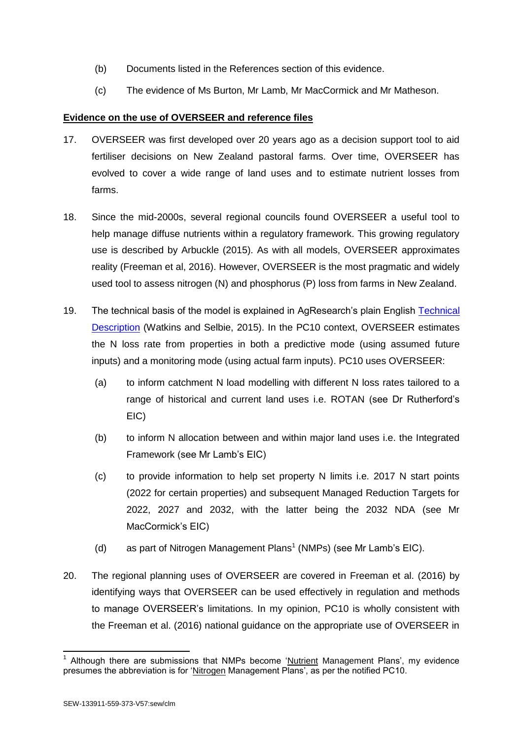(b) Documents listed in the References section of this evidence.

(c) The evidence of Ms Burton, Mr Lamb, Mr MacCormick and Mr Matheson.

**Evidence on the use of OVERSEER and reference files**

17. OVERSEER was first developed over 20 years ago as a decision support tool to aid fertiliser decisions on New Zealand pastoral farms. Over time, OVERSEER has evolved to cover a wide range of land uses and to estimate nutrient losses from farms.

18. Since the mid-2000s, several regional councils found OVERSEER a useful tool to help manage diffuse nutrients within a regulatory framework. This growing regulatory use is described by Arbuckle (2015). As with all models, OVERSEER approximates reality (Freeman et al, 2016). However, OVERSEER is the most pragmatic and widely used tool to assess nitrogen (N) and phosphorus (P) loss from farms in New Zealand.

19. The technical basis of the model is explained in AgResearch's plain English Technical Description (Watkins and Selbie, 2015). In the PC10 context, OVERSEER estimates the N loss rate from properties in both a predictive mode (using assumed future inputs) and a monitoring mode (using actual farm inputs). PC10 uses OVERSEER:

    (a) to inform catchment N load modelling with different N loss rates tailored to a range of historical and current land uses i.e. ROTAN (see Dr Rutherford's EIC)

    (b) to inform N allocation between and within major land uses i.e. the Integrated Framework (see Mr Lamb's EIC)

    (c) to provide information to help set property N limits i.e. 2017 N start points (2022 for certain properties) and subsequent Managed Reduction Targets for 2022, 2027 and 2032, with the latter being the 2032 NDA (see Mr MacCormick's EIC)

    (d) as part of Nitrogen Management Plans[1] (NMPs) (see Mr Lamb's EIC).

20. The regional planning uses of OVERSEER are covered in Freeman et al. (2016) by identifying ways that OVERSEER can be used effectively in regulation and methods to manage OVERSEER's limitations. In my opinion, PC10 is wholly consistent with the Freeman et al. (2016) national guidance on the appropriate use of OVERSEER in

[1] Although there are submissions that NMPs become 'Nutrient Management Plans', my evidence presumes the abbreviation is for 'Nitrogen Management Plans', as per the notified PC10.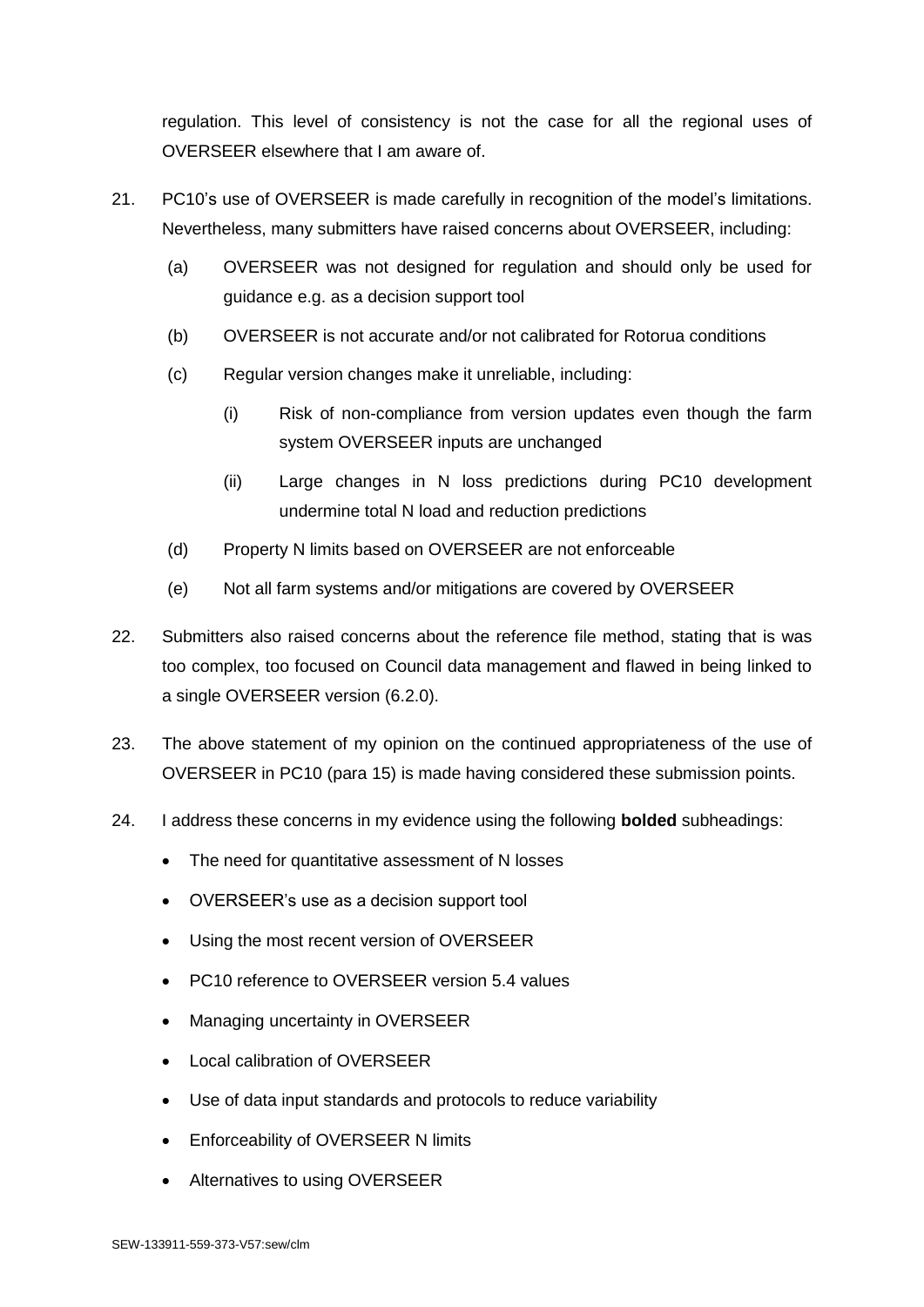regulation. This level of consistency is not the case for all the regional uses of OVERSEER elsewhere that I am aware of.

21. PC10's use of OVERSEER is made carefully in recognition of the model's limitations. Nevertheless, many submitters have raised concerns about OVERSEER, including:

    (a) OVERSEER was not designed for regulation and should only be used for guidance e.g. as a decision support tool

    (b) OVERSEER is not accurate and/or not calibrated for Rotorua conditions

    (c) Regular version changes make it unreliable, including:

        (i) Risk of non-compliance from version updates even though the farm system OVERSEER inputs are unchanged

        (ii) Large changes in N loss predictions during PC10 development undermine total N load and reduction predictions

    (d) Property N limits based on OVERSEER are not enforceable

    (e) Not all farm systems and/or mitigations are covered by OVERSEER

22. Submitters also raised concerns about the reference file method, stating that is was too complex, too focused on Council data management and flawed in being linked to a single OVERSEER version (6.2.0).

23. The above statement of my opinion on the continued appropriateness of the use of OVERSEER in PC10 (para 15) is made having considered these submission points.

24. I address these concerns in my evidence using the following **bolded** subheadings:

    - The need for quantitative assessment of N losses
    - OVERSEER's use as a decision support tool
    - Using the most recent version of OVERSEER
    - PC10 reference to OVERSEER version 5.4 values
    - Managing uncertainty in OVERSEER
    - Local calibration of OVERSEER
    - Use of data input standards and protocols to reduce variability
    - Enforceability of OVERSEER N limits
    - Alternatives to using OVERSEER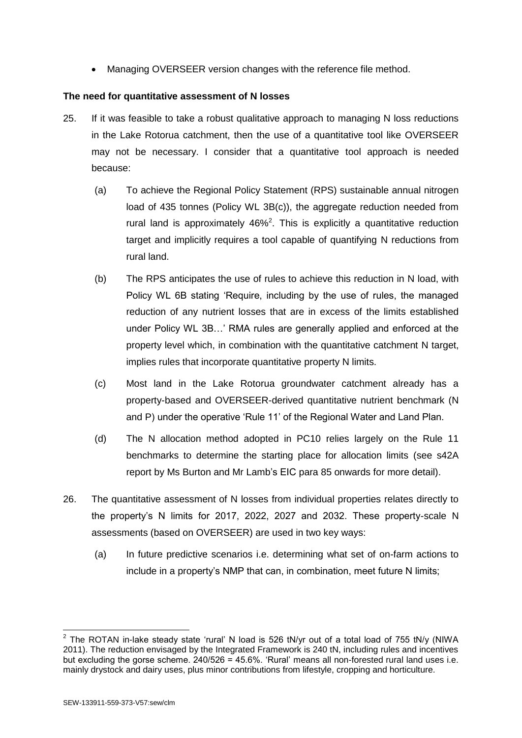- Managing OVERSEER version changes with the reference file method.

**The need for quantitative assessment of N losses**

25. If it was feasible to take a robust qualitative approach to managing N loss reductions in the Lake Rotorua catchment, then the use of a quantitative tool like OVERSEER may not be necessary. I consider that a quantitative tool approach is needed because:

    (a) To achieve the Regional Policy Statement (RPS) sustainable annual nitrogen load of 435 tonnes (Policy WL 3B(c)), the aggregate reduction needed from rural land is approximately 46%[2]. This is explicitly a quantitative reduction target and implicitly requires a tool capable of quantifying N reductions from rural land.

    (b) The RPS anticipates the use of rules to achieve this reduction in N load, with Policy WL 6B stating 'Require, including by the use of rules, the managed reduction of any nutrient losses that are in excess of the limits established under Policy WL 3B…' RMA rules are generally applied and enforced at the property level which, in combination with the quantitative catchment N target, implies rules that incorporate quantitative property N limits.

    (c) Most land in the Lake Rotorua groundwater catchment already has a property-based and OVERSEER-derived quantitative nutrient benchmark (N and P) under the operative 'Rule 11' of the Regional Water and Land Plan.

    (d) The N allocation method adopted in PC10 relies largely on the Rule 11 benchmarks to determine the starting place for allocation limits (see s42A report by Ms Burton and Mr Lamb's EIC para 85 onwards for more detail).

26. The quantitative assessment of N losses from individual properties relates directly to the property's N limits for 2017, 2022, 2027 and 2032. These property-scale N assessments (based on OVERSEER) are used in two key ways:

    (a) In future predictive scenarios i.e. determining what set of on-farm actions to include in a property's NMP that can, in combination, meet future N limits;

---

[2] The ROTAN in-lake steady state 'rural' N load is 526 tN/yr out of a total load of 755 tN/y (NIWA 2011). The reduction envisaged by the Integrated Framework is 240 tN, including rules and incentives but excluding the gorse scheme. 240/526 = 45.6%. 'Rural' means all non-forested rural land uses i.e. mainly drystock and dairy uses, plus minor contributions from lifestyle, cropping and horticulture.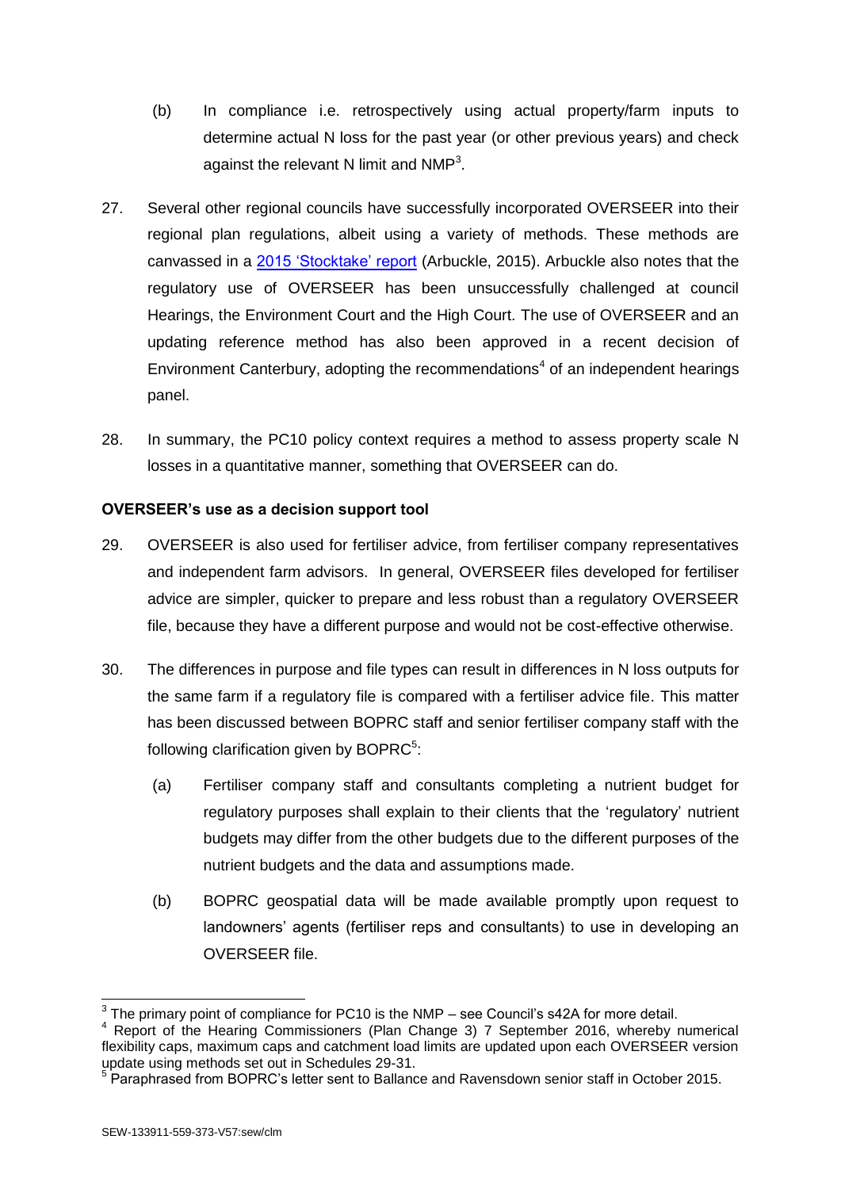(b) In compliance i.e. retrospectively using actual property/farm inputs to determine actual N loss for the past year (or other previous years) and check against the relevant N limit and NMP[3].

27. Several other regional councils have successfully incorporated OVERSEER into their regional plan regulations, albeit using a variety of methods. These methods are canvassed in a 2015 'Stocktake' report (Arbuckle, 2015). Arbuckle also notes that the regulatory use of OVERSEER has been unsuccessfully challenged at council Hearings, the Environment Court and the High Court. The use of OVERSEER and an updating reference method has also been approved in a recent decision of Environment Canterbury, adopting the recommendations[4] of an independent hearings panel.

28. In summary, the PC10 policy context requires a method to assess property scale N losses in a quantitative manner, something that OVERSEER can do.

**OVERSEER's use as a decision support tool**

29. OVERSEER is also used for fertiliser advice, from fertiliser company representatives and independent farm advisors. In general, OVERSEER files developed for fertiliser advice are simpler, quicker to prepare and less robust than a regulatory OVERSEER file, because they have a different purpose and would not be cost-effective otherwise.

30. The differences in purpose and file types can result in differences in N loss outputs for the same farm if a regulatory file is compared with a fertiliser advice file. This matter has been discussed between BOPRC staff and senior fertiliser company staff with the following clarification given by BOPRC[5]:

    (a) Fertiliser company staff and consultants completing a nutrient budget for regulatory purposes shall explain to their clients that the 'regulatory' nutrient budgets may differ from the other budgets due to the different purposes of the nutrient budgets and the data and assumptions made.

    (b) BOPRC geospatial data will be made available promptly upon request to landowners' agents (fertiliser reps and consultants) to use in developing an OVERSEER file.

---

[3] The primary point of compliance for PC10 is the NMP – see Council's s42A for more detail.

[4] Report of the Hearing Commissioners (Plan Change 3) 7 September 2016, whereby numerical flexibility caps, maximum caps and catchment load limits are updated upon each OVERSEER version update using methods set out in Schedules 29-31.

[5] Paraphrased from BOPRC's letter sent to Ballance and Ravensdown senior staff in October 2015.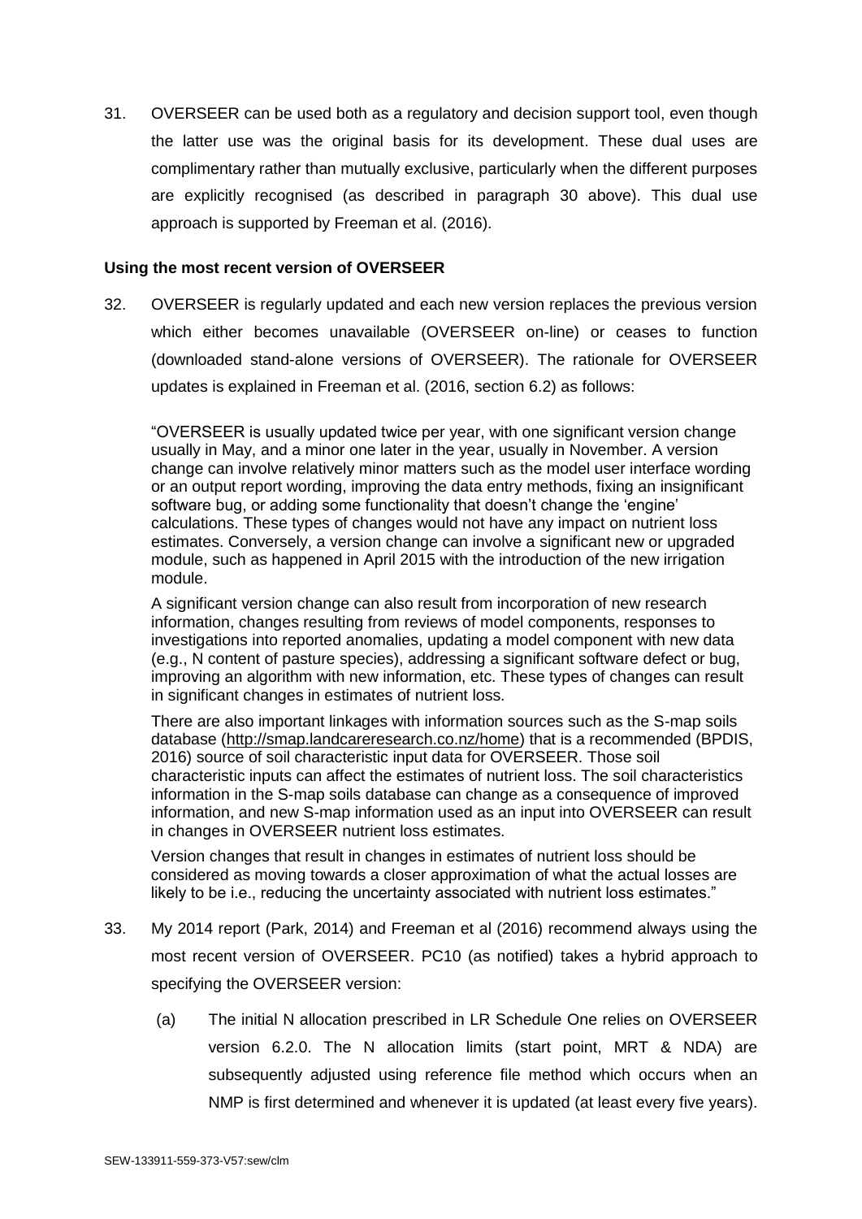31. OVERSEER can be used both as a regulatory and decision support tool, even though the latter use was the original basis for its development. These dual uses are complimentary rather than mutually exclusive, particularly when the different purposes are explicitly recognised (as described in paragraph 30 above). This dual use approach is supported by Freeman et al. (2016).

**Using the most recent version of OVERSEER**

32. OVERSEER is regularly updated and each new version replaces the previous version which either becomes unavailable (OVERSEER on-line) or ceases to function (downloaded stand-alone versions of OVERSEER). The rationale for OVERSEER updates is explained in Freeman et al. (2016, section 6.2) as follows:

> "OVERSEER is usually updated twice per year, with one significant version change usually in May, and a minor one later in the year, usually in November. A version change can involve relatively minor matters such as the model user interface wording or an output report wording, improving the data entry methods, fixing an insignificant software bug, or adding some functionality that doesn't change the 'engine' calculations. These types of changes would not have any impact on nutrient loss estimates. Conversely, a version change can involve a significant new or upgraded module, such as happened in April 2015 with the introduction of the new irrigation module.
>
> A significant version change can also result from incorporation of new research information, changes resulting from reviews of model components, responses to investigations into reported anomalies, updating a model component with new data (e.g., N content of pasture species), addressing a significant software defect or bug, improving an algorithm with new information, etc. These types of changes can result in significant changes in estimates of nutrient loss.
>
> There are also important linkages with information sources such as the S-map soils database (http://smap.landcareresearch.co.nz/home) that is a recommended (BPDIS, 2016) source of soil characteristic input data for OVERSEER. Those soil characteristic inputs can affect the estimates of nutrient loss. The soil characteristics information in the S-map soils database can change as a consequence of improved information, and new S-map information used as an input into OVERSEER can result in changes in OVERSEER nutrient loss estimates.
>
> Version changes that result in changes in estimates of nutrient loss should be considered as moving towards a closer approximation of what the actual losses are likely to be i.e., reducing the uncertainty associated with nutrient loss estimates."

33. My 2014 report (Park, 2014) and Freeman et al (2016) recommend always using the most recent version of OVERSEER. PC10 (as notified) takes a hybrid approach to specifying the OVERSEER version:

    (a) The initial N allocation prescribed in LR Schedule One relies on OVERSEER version 6.2.0. The N allocation limits (start point, MRT & NDA) are subsequently adjusted using reference file method which occurs when an NMP is first determined and whenever it is updated (at least every five years).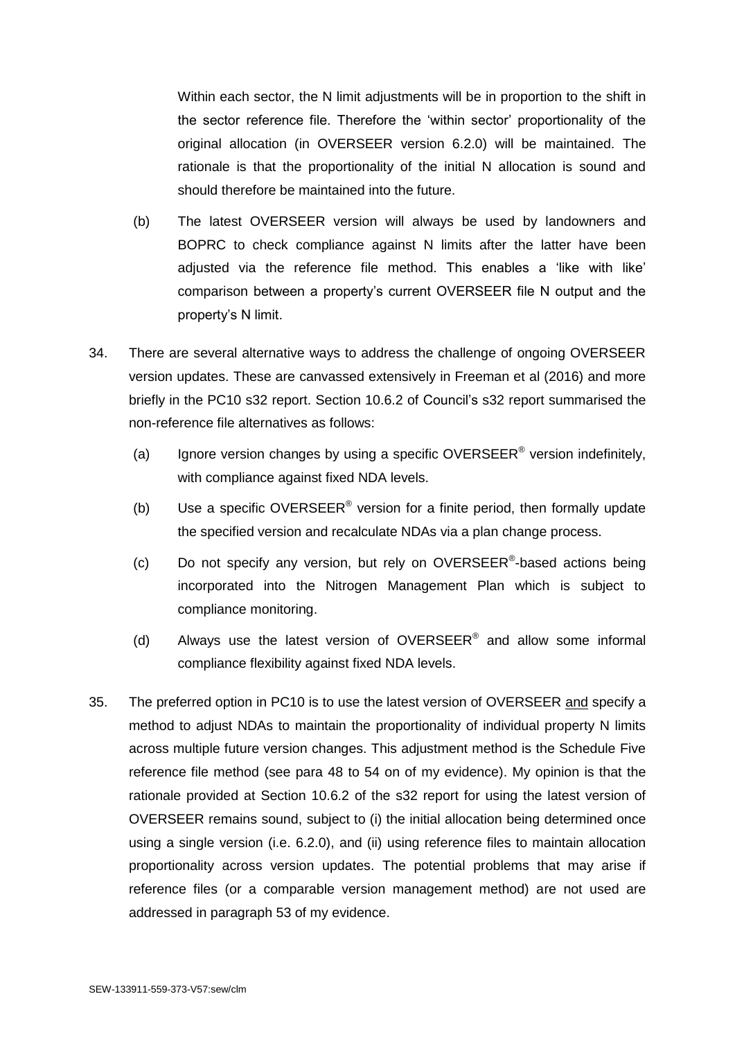Within each sector, the N limit adjustments will be in proportion to the shift in the sector reference file. Therefore the 'within sector' proportionality of the original allocation (in OVERSEER version 6.2.0) will be maintained. The rationale is that the proportionality of the initial N allocation is sound and should therefore be maintained into the future.

(b) The latest OVERSEER version will always be used by landowners and BOPRC to check compliance against N limits after the latter have been adjusted via the reference file method. This enables a 'like with like' comparison between a property's current OVERSEER file N output and the property's N limit.

34. There are several alternative ways to address the challenge of ongoing OVERSEER version updates. These are canvassed extensively in Freeman et al (2016) and more briefly in the PC10 s32 report. Section 10.6.2 of Council's s32 report summarised the non-reference file alternatives as follows:

   (a) Ignore version changes by using a specific OVERSEER® version indefinitely, with compliance against fixed NDA levels.

   (b) Use a specific OVERSEER® version for a finite period, then formally update the specified version and recalculate NDAs via a plan change process.

   (c) Do not specify any version, but rely on OVERSEER®-based actions being incorporated into the Nitrogen Management Plan which is subject to compliance monitoring.

   (d) Always use the latest version of OVERSEER® and allow some informal compliance flexibility against fixed NDA levels.

35. The preferred option in PC10 is to use the latest version of OVERSEER <u>and</u> specify a method to adjust NDAs to maintain the proportionality of individual property N limits across multiple future version changes. This adjustment method is the Schedule Five reference file method (see para 48 to 54 on of my evidence). My opinion is that the rationale provided at Section 10.6.2 of the s32 report for using the latest version of OVERSEER remains sound, subject to (i) the initial allocation being determined once using a single version (i.e. 6.2.0), and (ii) using reference files to maintain allocation proportionality across version updates. The potential problems that may arise if reference files (or a comparable version management method) are not used are addressed in paragraph 53 of my evidence.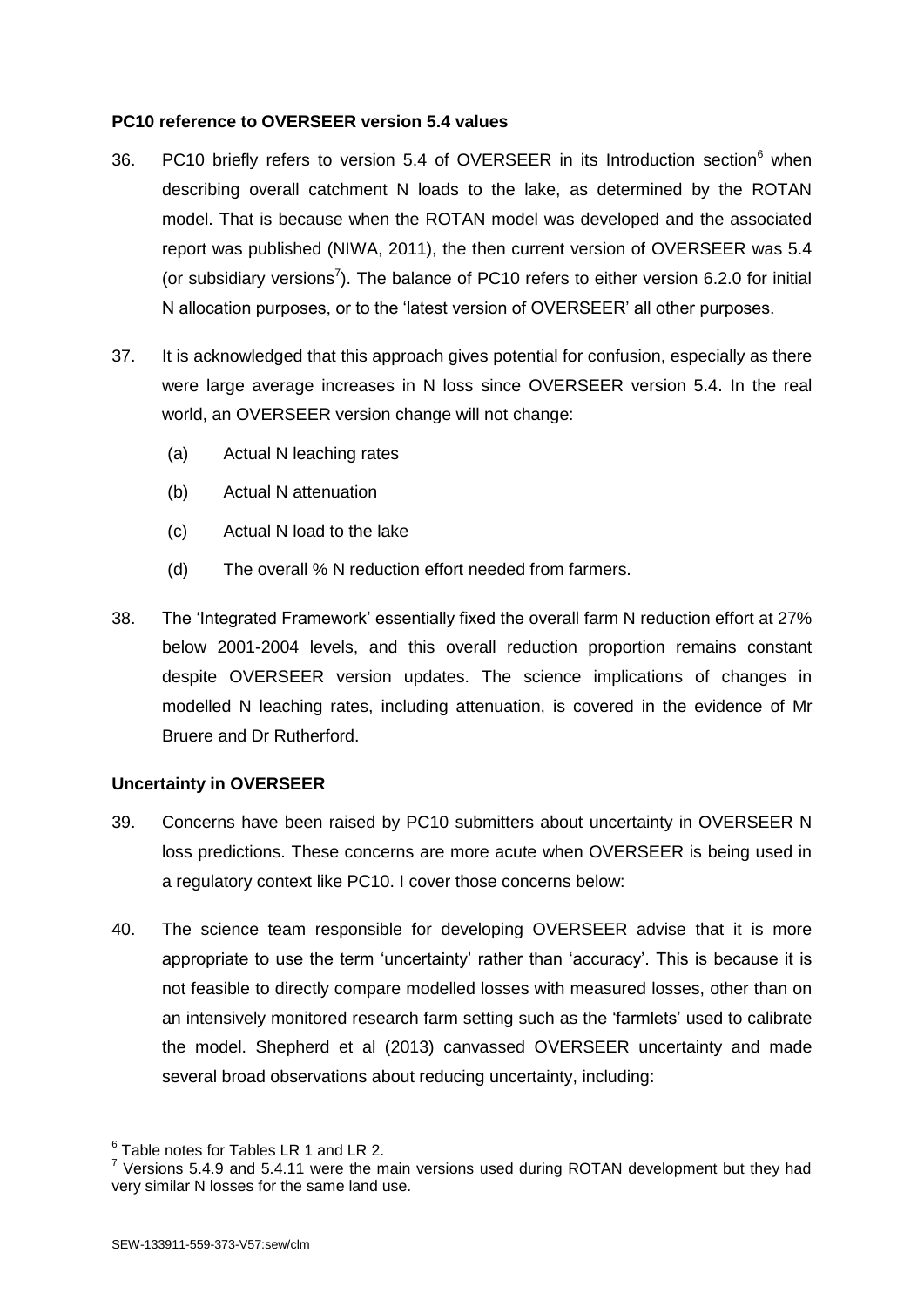**PC10 reference to OVERSEER version 5.4 values**

36. PC10 briefly refers to version 5.4 of OVERSEER in its Introduction section[6] when describing overall catchment N loads to the lake, as determined by the ROTAN model. That is because when the ROTAN model was developed and the associated report was published (NIWA, 2011), the then current version of OVERSEER was 5.4 (or subsidiary versions[7]). The balance of PC10 refers to either version 6.2.0 for initial N allocation purposes, or to the 'latest version of OVERSEER' all other purposes.

37. It is acknowledged that this approach gives potential for confusion, especially as there were large average increases in N loss since OVERSEER version 5.4. In the real world, an OVERSEER version change will not change:

    (a) Actual N leaching rates

    (b) Actual N attenuation

    (c) Actual N load to the lake

    (d) The overall % N reduction effort needed from farmers.

38. The 'Integrated Framework' essentially fixed the overall farm N reduction effort at 27% below 2001-2004 levels, and this overall reduction proportion remains constant despite OVERSEER version updates. The science implications of changes in modelled N leaching rates, including attenuation, is covered in the evidence of Mr Bruere and Dr Rutherford.

**Uncertainty in OVERSEER**

39. Concerns have been raised by PC10 submitters about uncertainty in OVERSEER N loss predictions. These concerns are more acute when OVERSEER is being used in a regulatory context like PC10. I cover those concerns below:

40. The science team responsible for developing OVERSEER advise that it is more appropriate to use the term 'uncertainty' rather than 'accuracy'. This is because it is not feasible to directly compare modelled losses with measured losses, other than on an intensively monitored research farm setting such as the 'farmlets' used to calibrate the model. Shepherd et al (2013) canvassed OVERSEER uncertainty and made several broad observations about reducing uncertainty, including:

---

[6] Table notes for Tables LR 1 and LR 2.

[7] Versions 5.4.9 and 5.4.11 were the main versions used during ROTAN development but they had very similar N losses for the same land use.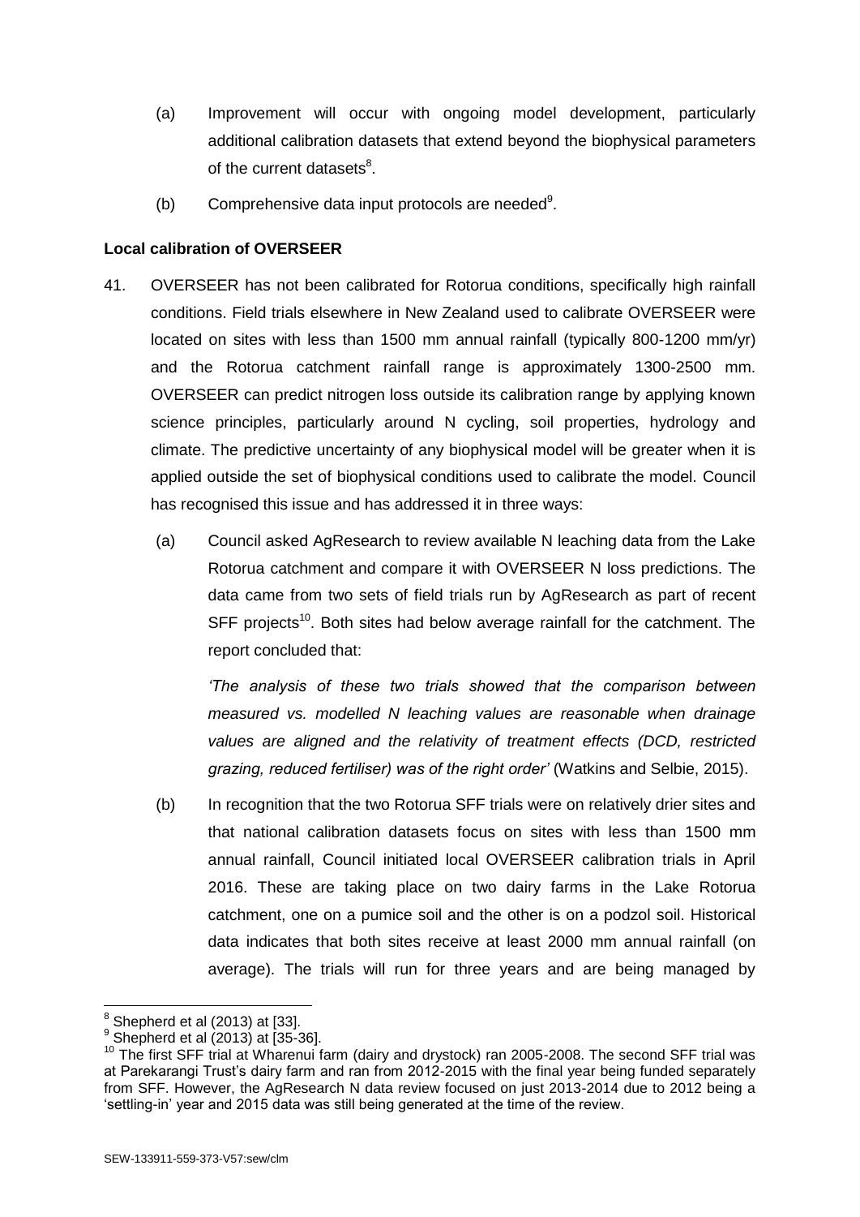(a) Improvement will occur with ongoing model development, particularly additional calibration datasets that extend beyond the biophysical parameters of the current datasets[8].

(b) Comprehensive data input protocols are needed[9].

**Local calibration of OVERSEER**

41. OVERSEER has not been calibrated for Rotorua conditions, specifically high rainfall conditions. Field trials elsewhere in New Zealand used to calibrate OVERSEER were located on sites with less than 1500 mm annual rainfall (typically 800-1200 mm/yr) and the Rotorua catchment rainfall range is approximately 1300-2500 mm. OVERSEER can predict nitrogen loss outside its calibration range by applying known science principles, particularly around N cycling, soil properties, hydrology and climate. The predictive uncertainty of any biophysical model will be greater when it is applied outside the set of biophysical conditions used to calibrate the model. Council has recognised this issue and has addressed it in three ways:

   (a) Council asked AgResearch to review available N leaching data from the Lake Rotorua catchment and compare it with OVERSEER N loss predictions. The data came from two sets of field trials run by AgResearch as part of recent SFF projects[10]. Both sites had below average rainfall for the catchment. The report concluded that:

   *'The analysis of these two trials showed that the comparison between measured vs. modelled N leaching values are reasonable when drainage values are aligned and the relativity of treatment effects (DCD, restricted grazing, reduced fertiliser) was of the right order'* (Watkins and Selbie, 2015).

   (b) In recognition that the two Rotorua SFF trials were on relatively drier sites and that national calibration datasets focus on sites with less than 1500 mm annual rainfall, Council initiated local OVERSEER calibration trials in April 2016. These are taking place on two dairy farms in the Lake Rotorua catchment, one on a pumice soil and the other is on a podzol soil. Historical data indicates that both sites receive at least 2000 mm annual rainfall (on average). The trials will run for three years and are being managed by

---

[8] Shepherd et al (2013) at [33].

[9] Shepherd et al (2013) at [35-36].

[10] The first SFF trial at Wharenui farm (dairy and drystock) ran 2005-2008. The second SFF trial was at Parekarangi Trust's dairy farm and ran from 2012-2015 with the final year being funded separately from SFF. However, the AgResearch N data review focused on just 2013-2014 due to 2012 being a 'settling-in' year and 2015 data was still being generated at the time of the review.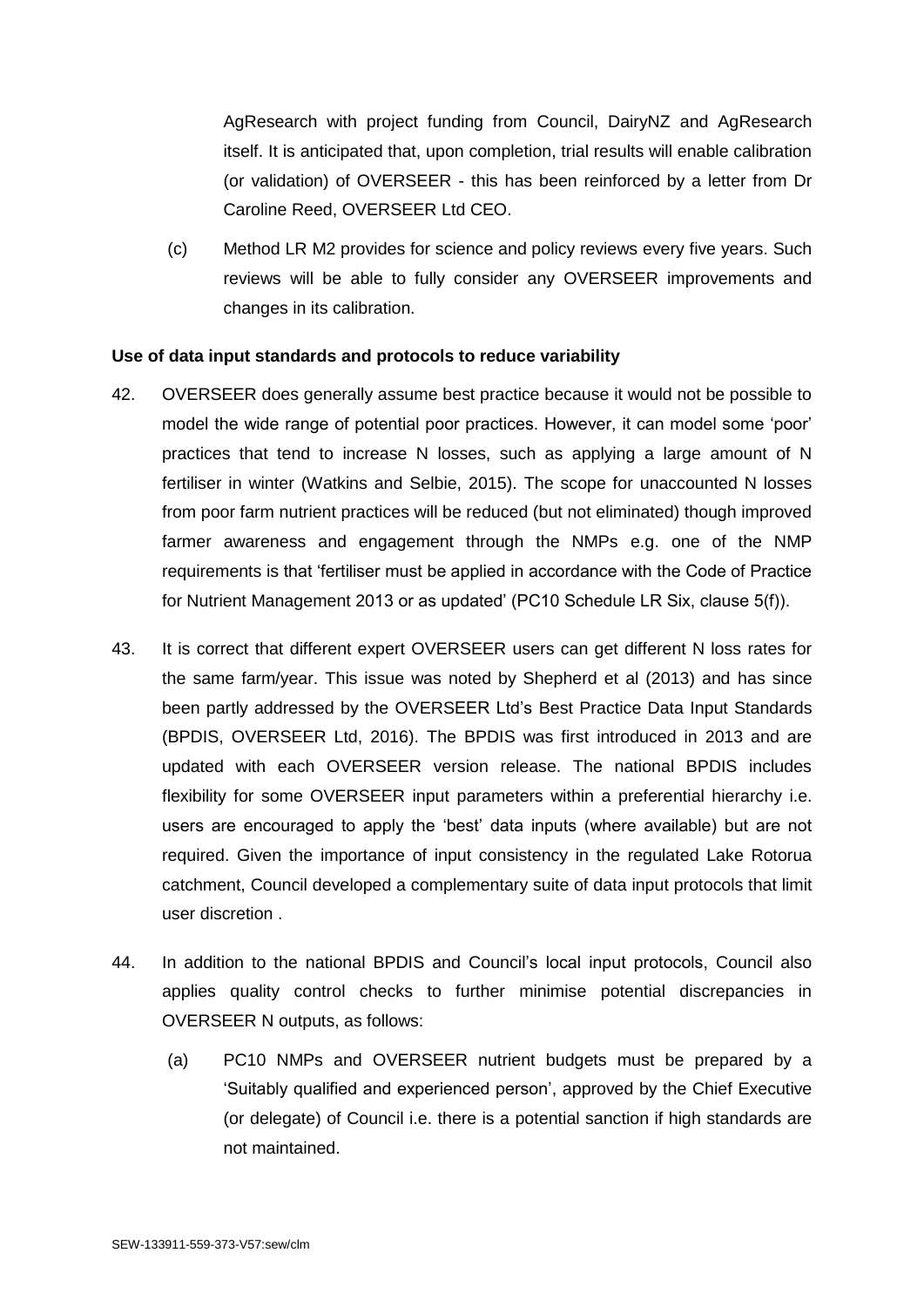AgResearch with project funding from Council, DairyNZ and AgResearch itself. It is anticipated that, upon completion, trial results will enable calibration (or validation) of OVERSEER - this has been reinforced by a letter from Dr Caroline Reed, OVERSEER Ltd CEO.

(c) Method LR M2 provides for science and policy reviews every five years. Such reviews will be able to fully consider any OVERSEER improvements and changes in its calibration.

**Use of data input standards and protocols to reduce variability**

42. OVERSEER does generally assume best practice because it would not be possible to model the wide range of potential poor practices. However, it can model some 'poor' practices that tend to increase N losses, such as applying a large amount of N fertiliser in winter (Watkins and Selbie, 2015). The scope for unaccounted N losses from poor farm nutrient practices will be reduced (but not eliminated) though improved farmer awareness and engagement through the NMPs e.g. one of the NMP requirements is that 'fertiliser must be applied in accordance with the Code of Practice for Nutrient Management 2013 or as updated' (PC10 Schedule LR Six, clause 5(f)).

43. It is correct that different expert OVERSEER users can get different N loss rates for the same farm/year. This issue was noted by Shepherd et al (2013) and has since been partly addressed by the OVERSEER Ltd's Best Practice Data Input Standards (BPDIS, OVERSEER Ltd, 2016). The BPDIS was first introduced in 2013 and are updated with each OVERSEER version release. The national BPDIS includes flexibility for some OVERSEER input parameters within a preferential hierarchy i.e. users are encouraged to apply the 'best' data inputs (where available) but are not required. Given the importance of input consistency in the regulated Lake Rotorua catchment, Council developed a complementary suite of data input protocols that limit user discretion .

44. In addition to the national BPDIS and Council's local input protocols, Council also applies quality control checks to further minimise potential discrepancies in OVERSEER N outputs, as follows:

(a) PC10 NMPs and OVERSEER nutrient budgets must be prepared by a 'Suitably qualified and experienced person', approved by the Chief Executive (or delegate) of Council i.e. there is a potential sanction if high standards are not maintained.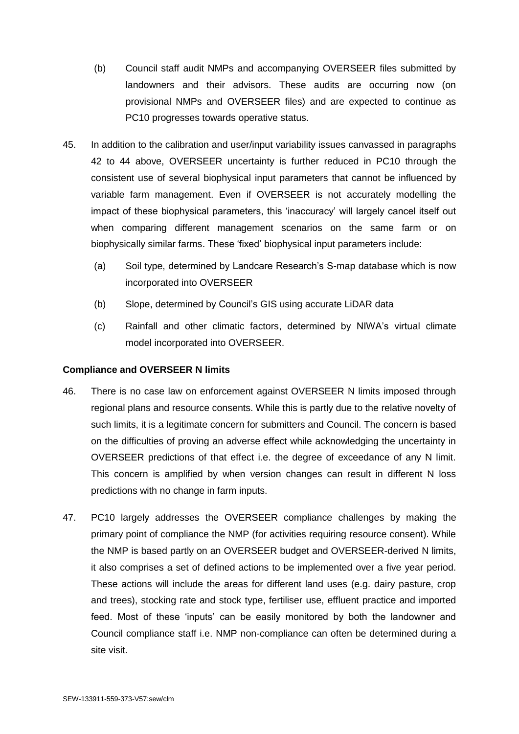(b) Council staff audit NMPs and accompanying OVERSEER files submitted by landowners and their advisors. These audits are occurring now (on provisional NMPs and OVERSEER files) and are expected to continue as PC10 progresses towards operative status.

45. In addition to the calibration and user/input variability issues canvassed in paragraphs 42 to 44 above, OVERSEER uncertainty is further reduced in PC10 through the consistent use of several biophysical input parameters that cannot be influenced by variable farm management. Even if OVERSEER is not accurately modelling the impact of these biophysical parameters, this 'inaccuracy' will largely cancel itself out when comparing different management scenarios on the same farm or on biophysically similar farms. These 'fixed' biophysical input parameters include:

    (a) Soil type, determined by Landcare Research's S-map database which is now incorporated into OVERSEER

    (b) Slope, determined by Council's GIS using accurate LiDAR data

    (c) Rainfall and other climatic factors, determined by NIWA's virtual climate model incorporated into OVERSEER.

**Compliance and OVERSEER N limits**

46. There is no case law on enforcement against OVERSEER N limits imposed through regional plans and resource consents. While this is partly due to the relative novelty of such limits, it is a legitimate concern for submitters and Council. The concern is based on the difficulties of proving an adverse effect while acknowledging the uncertainty in OVERSEER predictions of that effect i.e. the degree of exceedance of any N limit. This concern is amplified by when version changes can result in different N loss predictions with no change in farm inputs.

47. PC10 largely addresses the OVERSEER compliance challenges by making the primary point of compliance the NMP (for activities requiring resource consent). While the NMP is based partly on an OVERSEER budget and OVERSEER-derived N limits, it also comprises a set of defined actions to be implemented over a five year period. These actions will include the areas for different land uses (e.g. dairy pasture, crop and trees), stocking rate and stock type, fertiliser use, effluent practice and imported feed. Most of these 'inputs' can be easily monitored by both the landowner and Council compliance staff i.e. NMP non-compliance can often be determined during a site visit.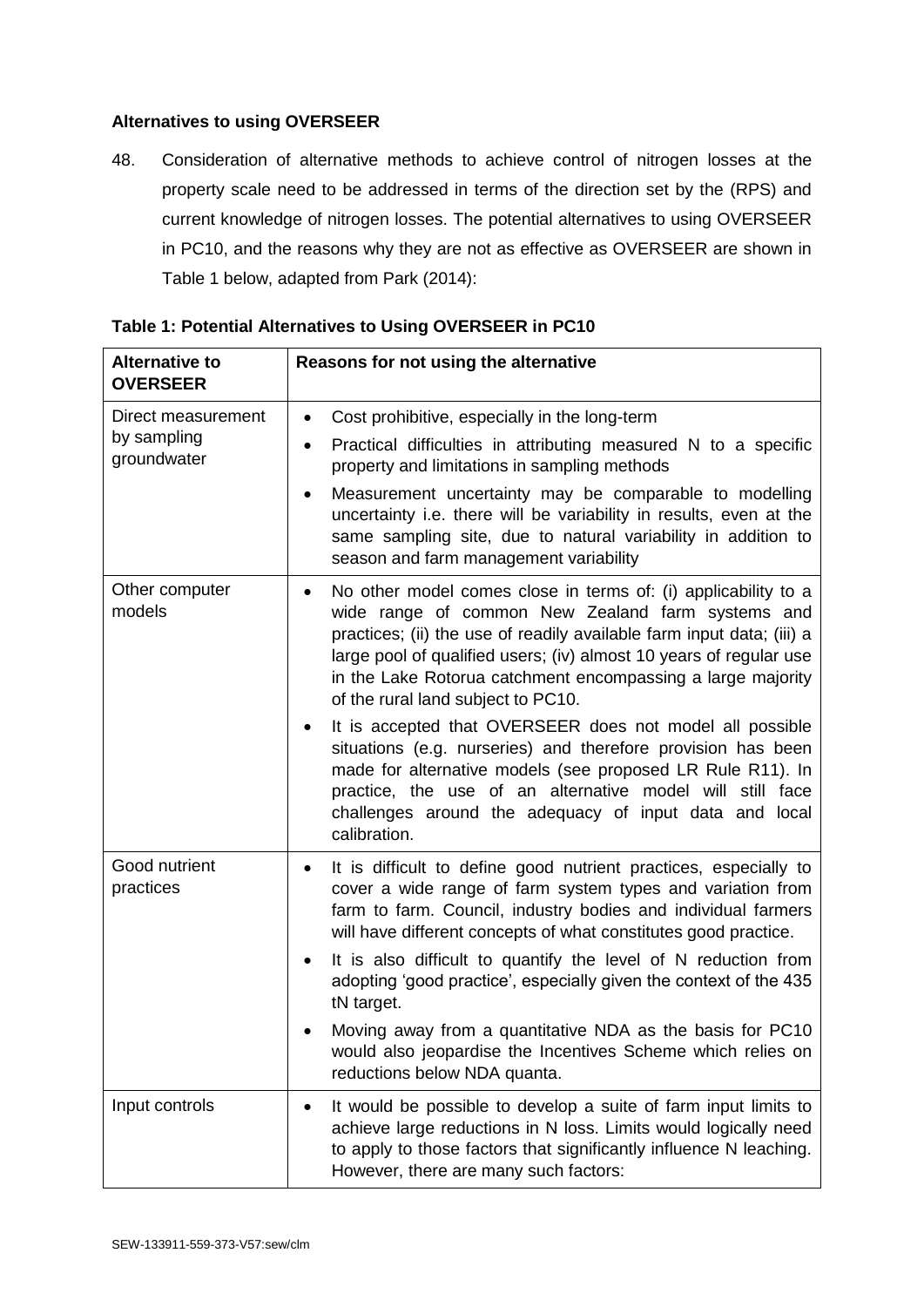**Alternatives to using OVERSEER**

48. Consideration of alternative methods to achieve control of nitrogen losses at the property scale need to be addressed in terms of the direction set by the (RPS) and current knowledge of nitrogen losses. The potential alternatives to using OVERSEER in PC10, and the reasons why they are not as effective as OVERSEER are shown in Table 1 below, adapted from Park (2014):

**Table 1: Potential Alternatives to Using OVERSEER in PC10**

| Alternative to OVERSEER | Reasons for not using the alternative |
|---|---|
| Direct measurement by sampling groundwater | • Cost prohibitive, especially in the long-term<br>• Practical difficulties in attributing measured N to a specific property and limitations in sampling methods<br>• Measurement uncertainty may be comparable to modelling uncertainty i.e. there will be variability in results, even at the same sampling site, due to natural variability in addition to season and farm management variability |
| Other computer models | • No other model comes close in terms of: (i) applicability to a wide range of common New Zealand farm systems and practices; (ii) the use of readily available farm input data; (iii) a large pool of qualified users; (iv) almost 10 years of regular use in the Lake Rotorua catchment encompassing a large majority of the rural land subject to PC10.<br>• It is accepted that OVERSEER does not model all possible situations (e.g. nurseries) and therefore provision has been made for alternative models (see proposed LR Rule R11). In practice, the use of an alternative model will still face challenges around the adequacy of input data and local calibration. |
| Good nutrient practices | • It is difficult to define good nutrient practices, especially to cover a wide range of farm system types and variation from farm to farm. Council, industry bodies and individual farmers will have different concepts of what constitutes good practice.<br>• It is also difficult to quantify the level of N reduction from adopting 'good practice', especially given the context of the 435 tN target.<br>• Moving away from a quantitative NDA as the basis for PC10 would also jeopardise the Incentives Scheme which relies on reductions below NDA quanta. |
| Input controls | • It would be possible to develop a suite of farm input limits to achieve large reductions in N loss. Limits would logically need to apply to those factors that significantly influence N leaching. However, there are many such factors: |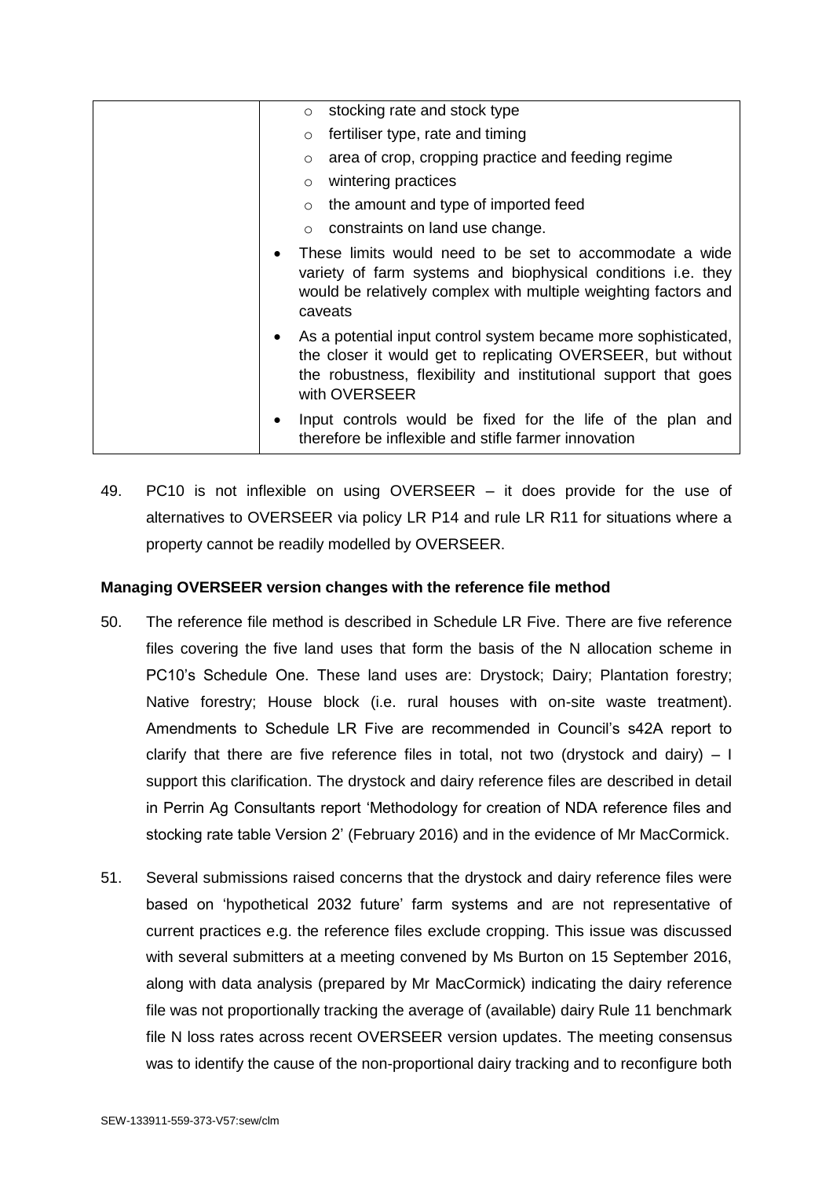| | <ul><li>stocking rate and stock type</li><li>fertiliser type, rate and timing</li><li>area of crop, cropping practice and feeding regime</li><li>wintering practices</li><li>the amount and type of imported feed</li><li>constraints on land use change.</li></ul><ul><li>These limits would need to be set to accommodate a wide variety of farm systems and biophysical conditions i.e. they would be relatively complex with multiple weighting factors and caveats</li><li>As a potential input control system became more sophisticated, the closer it would get to replicating OVERSEER, but without the robustness, flexibility and institutional support that goes with OVERSEER</li><li>Input controls would be fixed for the life of the plan and therefore be inflexible and stifle farmer innovation</li></ul> |
|---|---|

49. PC10 is not inflexible on using OVERSEER – it does provide for the use of alternatives to OVERSEER via policy LR P14 and rule LR R11 for situations where a property cannot be readily modelled by OVERSEER.

**Managing OVERSEER version changes with the reference file method**

50. The reference file method is described in Schedule LR Five. There are five reference files covering the five land uses that form the basis of the N allocation scheme in PC10's Schedule One. These land uses are: Drystock; Dairy; Plantation forestry; Native forestry; House block (i.e. rural houses with on-site waste treatment). Amendments to Schedule LR Five are recommended in Council's s42A report to clarify that there are five reference files in total, not two (drystock and dairy) – I support this clarification. The drystock and dairy reference files are described in detail in Perrin Ag Consultants report 'Methodology for creation of NDA reference files and stocking rate table Version 2' (February 2016) and in the evidence of Mr MacCormick.

51. Several submissions raised concerns that the drystock and dairy reference files were based on 'hypothetical 2032 future' farm systems and are not representative of current practices e.g. the reference files exclude cropping. This issue was discussed with several submitters at a meeting convened by Ms Burton on 15 September 2016, along with data analysis (prepared by Mr MacCormick) indicating the dairy reference file was not proportionally tracking the average of (available) dairy Rule 11 benchmark file N loss rates across recent OVERSEER version updates. The meeting consensus was to identify the cause of the non-proportional dairy tracking and to reconfigure both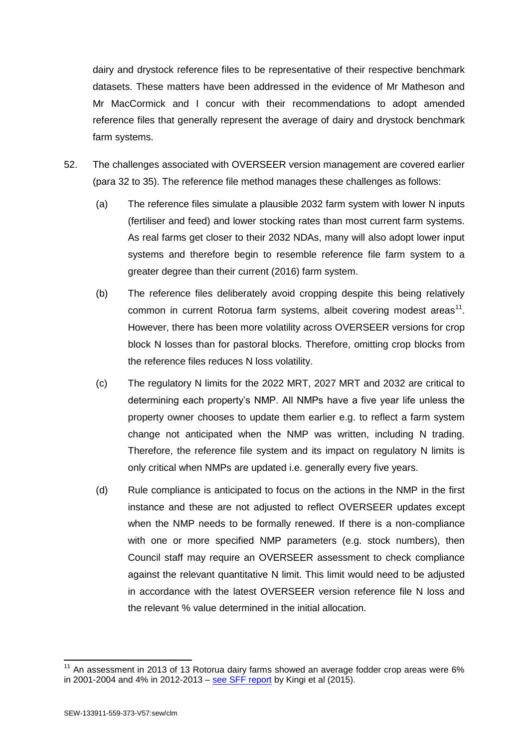dairy and drystock reference files to be representative of their respective benchmark datasets. These matters have been addressed in the evidence of Mr Matheson and Mr MacCormick and I concur with their recommendations to adopt amended reference files that generally represent the average of dairy and drystock benchmark farm systems.

52. The challenges associated with OVERSEER version management are covered earlier (para 32 to 35). The reference file method manages these challenges as follows:

    (a) The reference files simulate a plausible 2032 farm system with lower N inputs (fertiliser and feed) and lower stocking rates than most current farm systems. As real farms get closer to their 2032 NDAs, many will also adopt lower input systems and therefore begin to resemble reference file farm system to a greater degree than their current (2016) farm system.

    (b) The reference files deliberately avoid cropping despite this being relatively common in current Rotorua farm systems, albeit covering modest areas[11]. However, there has been more volatility across OVERSEER versions for crop block N losses than for pastoral blocks. Therefore, omitting crop blocks from the reference files reduces N loss volatility.

    (c) The regulatory N limits for the 2022 MRT, 2027 MRT and 2032 are critical to determining each property's NMP. All NMPs have a five year life unless the property owner chooses to update them earlier e.g. to reflect a farm system change not anticipated when the NMP was written, including N trading. Therefore, the reference file system and its impact on regulatory N limits is only critical when NMPs are updated i.e. generally every five years.

    (d) Rule compliance is anticipated to focus on the actions in the NMP in the first instance and these are not adjusted to reflect OVERSEER updates except when the NMP needs to be formally renewed. If there is a non-compliance with one or more specified NMP parameters (e.g. stock numbers), then Council staff may require an OVERSEER assessment to check compliance against the relevant quantitative N limit. This limit would need to be adjusted in accordance with the latest OVERSEER version reference file N loss and the relevant % value determined in the initial allocation.

---

[11] An assessment in 2013 of 13 Rotorua dairy farms showed an average fodder crop areas were 6% in 2001-2004 and 4% in 2012-2013 – see SFF report by Kingi et al (2015).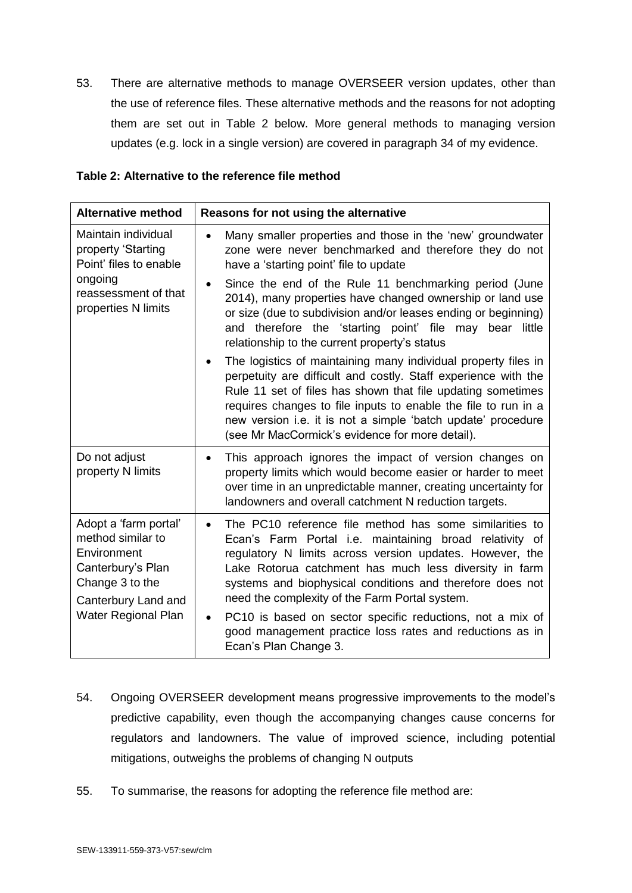53. There are alternative methods to manage OVERSEER version updates, other than the use of reference files. These alternative methods and the reasons for not adopting them are set out in Table 2 below. More general methods to managing version updates (e.g. lock in a single version) are covered in paragraph 34 of my evidence.

**Table 2: Alternative to the reference file method**

| Alternative method | Reasons for not using the alternative |
|---|---|
| Maintain individual property 'Starting Point' files to enable ongoing reassessment of that properties N limits | • Many smaller properties and those in the 'new' groundwater zone were never benchmarked and therefore they do not have a 'starting point' file to update<br>• Since the end of the Rule 11 benchmarking period (June 2014), many properties have changed ownership or land use or size (due to subdivision and/or leases ending or beginning) and therefore the 'starting point' file may bear little relationship to the current property's status<br>• The logistics of maintaining many individual property files in perpetuity are difficult and costly. Staff experience with the Rule 11 set of files has shown that file updating sometimes requires changes to file inputs to enable the file to run in a new version i.e. it is not a simple 'batch update' procedure (see Mr MacCormick's evidence for more detail). |
| Do not adjust property N limits | • This approach ignores the impact of version changes on property limits which would become easier or harder to meet over time in an unpredictable manner, creating uncertainty for landowners and overall catchment N reduction targets. |
| Adopt a 'farm portal' method similar to Environment Canterbury's Plan Change 3 to the Canterbury Land and Water Regional Plan | • The PC10 reference file method has some similarities to Ecan's Farm Portal i.e. maintaining broad relativity of regulatory N limits across version updates. However, the Lake Rotorua catchment has much less diversity in farm systems and biophysical conditions and therefore does not need the complexity of the Farm Portal system.<br>• PC10 is based on sector specific reductions, not a mix of good management practice loss rates and reductions as in Ecan's Plan Change 3. |

54. Ongoing OVERSEER development means progressive improvements to the model's predictive capability, even though the accompanying changes cause concerns for regulators and landowners. The value of improved science, including potential mitigations, outweighs the problems of changing N outputs

55. To summarise, the reasons for adopting the reference file method are: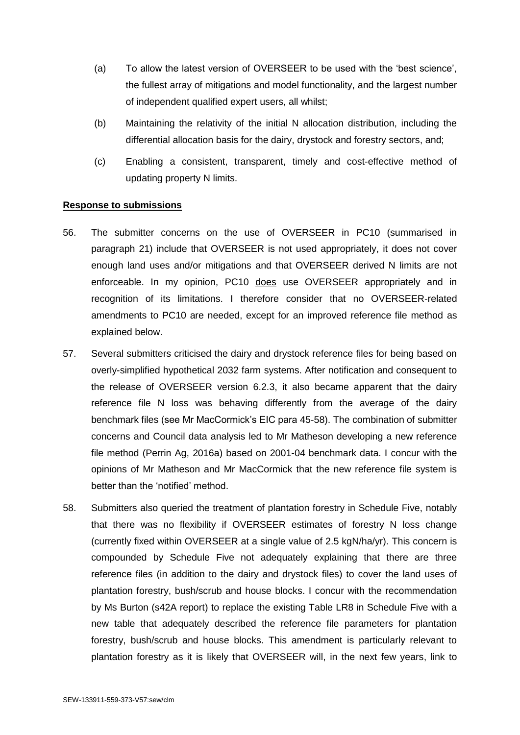(a) To allow the latest version of OVERSEER to be used with the 'best science', the fullest array of mitigations and model functionality, and the largest number of independent qualified expert users, all whilst;

(b) Maintaining the relativity of the initial N allocation distribution, including the differential allocation basis for the dairy, drystock and forestry sectors, and;

(c) Enabling a consistent, transparent, timely and cost-effective method of updating property N limits.

**Response to submissions**

56. The submitter concerns on the use of OVERSEER in PC10 (summarised in paragraph 21) include that OVERSEER is not used appropriately, it does not cover enough land uses and/or mitigations and that OVERSEER derived N limits are not enforceable. In my opinion, PC10 does use OVERSEER appropriately and in recognition of its limitations. I therefore consider that no OVERSEER-related amendments to PC10 are needed, except for an improved reference file method as explained below.

57. Several submitters criticised the dairy and drystock reference files for being based on overly-simplified hypothetical 2032 farm systems. After notification and consequent to the release of OVERSEER version 6.2.3, it also became apparent that the dairy reference file N loss was behaving differently from the average of the dairy benchmark files (see Mr MacCormick's EIC para 45-58). The combination of submitter concerns and Council data analysis led to Mr Matheson developing a new reference file method (Perrin Ag, 2016a) based on 2001-04 benchmark data. I concur with the opinions of Mr Matheson and Mr MacCormick that the new reference file system is better than the 'notified' method.

58. Submitters also queried the treatment of plantation forestry in Schedule Five, notably that there was no flexibility if OVERSEER estimates of forestry N loss change (currently fixed within OVERSEER at a single value of 2.5 kgN/ha/yr). This concern is compounded by Schedule Five not adequately explaining that there are three reference files (in addition to the dairy and drystock files) to cover the land uses of plantation forestry, bush/scrub and house blocks. I concur with the recommendation by Ms Burton (s42A report) to replace the existing Table LR8 in Schedule Five with a new table that adequately described the reference file parameters for plantation forestry, bush/scrub and house blocks. This amendment is particularly relevant to plantation forestry as it is likely that OVERSEER will, in the next few years, link to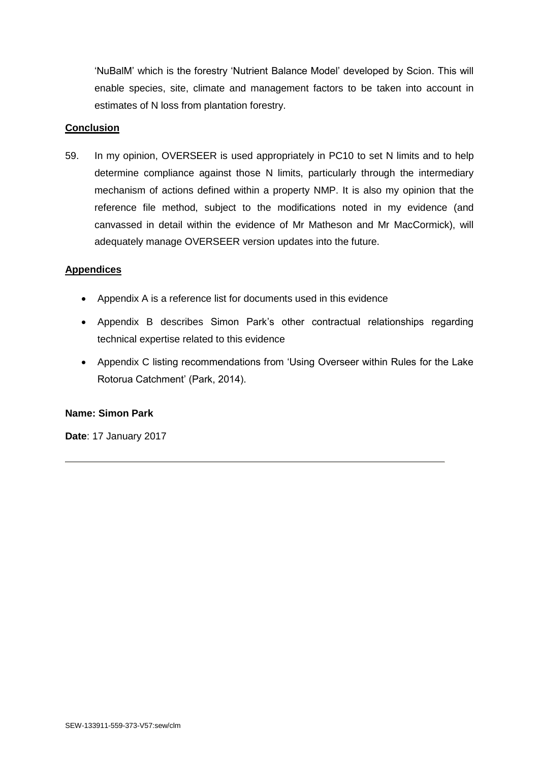'NuBalM' which is the forestry 'Nutrient Balance Model' developed by Scion. This will enable species, site, climate and management factors to be taken into account in estimates of N loss from plantation forestry.

## Conclusion

59. In my opinion, OVERSEER is used appropriately in PC10 to set N limits and to help determine compliance against those N limits, particularly through the intermediary mechanism of actions defined within a property NMP. It is also my opinion that the reference file method, subject to the modifications noted in my evidence (and canvassed in detail within the evidence of Mr Matheson and Mr MacCormick), will adequately manage OVERSEER version updates into the future.

## Appendices

- Appendix A is a reference list for documents used in this evidence
- Appendix B describes Simon Park's other contractual relationships regarding technical expertise related to this evidence
- Appendix C listing recommendations from 'Using Overseer within Rules for the Lake Rotorua Catchment' (Park, 2014).

**Name: Simon Park**

**Date**: 17 January 2017

SEW-133911-559-373-V57:sew/clm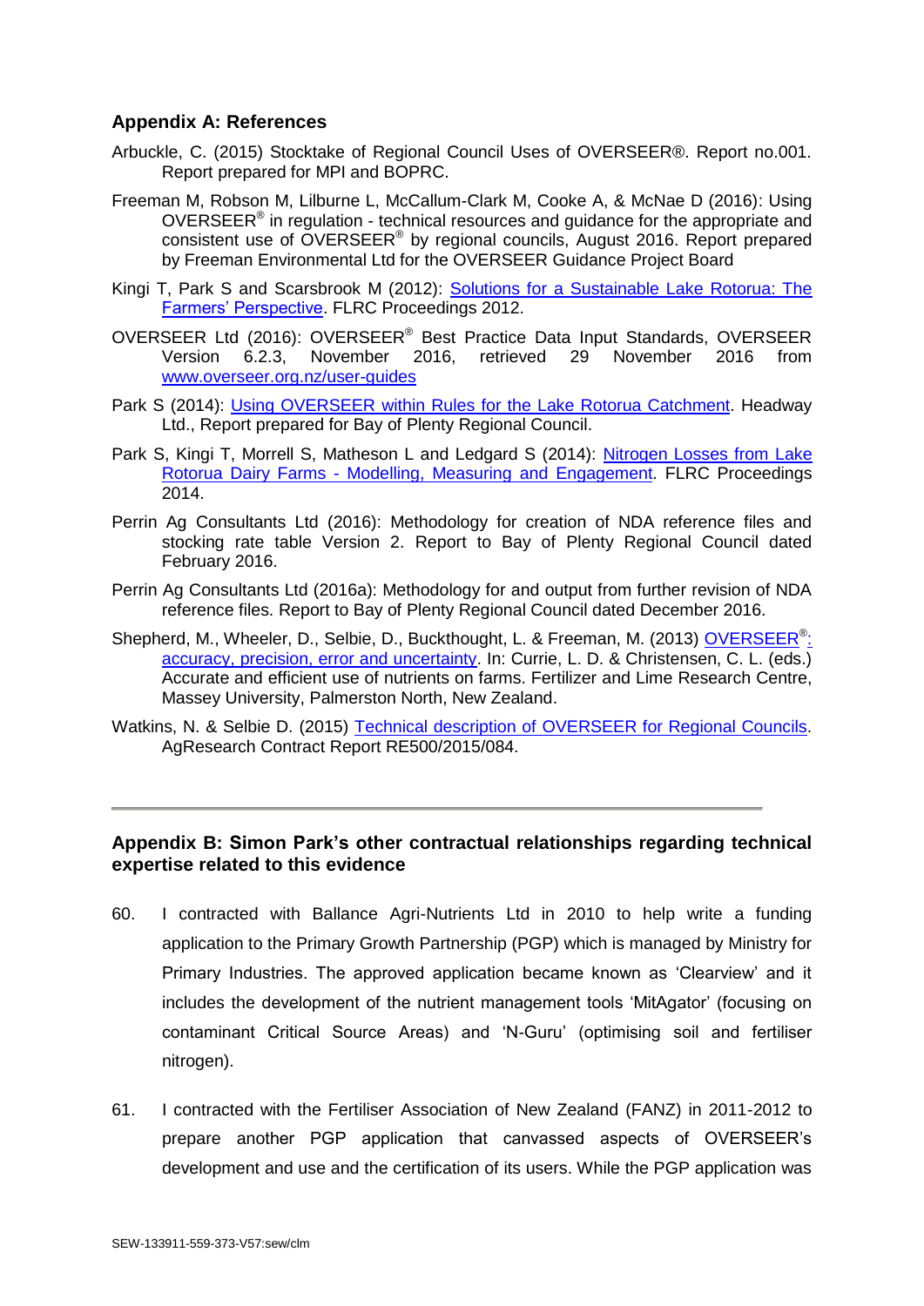## Appendix A: References

Arbuckle, C. (2015) Stocktake of Regional Council Uses of OVERSEER®. Report no.001. Report prepared for MPI and BOPRC.

Freeman M, Robson M, Lilburne L, McCallum-Clark M, Cooke A, & McNae D (2016): Using OVERSEER® in regulation - technical resources and guidance for the appropriate and consistent use of OVERSEER® by regional councils, August 2016. Report prepared by Freeman Environmental Ltd for the OVERSEER Guidance Project Board

Kingi T, Park S and Scarsbrook M (2012): Solutions for a Sustainable Lake Rotorua: The Farmers' Perspective. FLRC Proceedings 2012.

OVERSEER Ltd (2016): OVERSEER® Best Practice Data Input Standards, OVERSEER Version 6.2.3, November 2016, retrieved 29 November 2016 from www.overseer.org.nz/user-guides

Park S (2014): Using OVERSEER within Rules for the Lake Rotorua Catchment. Headway Ltd., Report prepared for Bay of Plenty Regional Council.

Park S, Kingi T, Morrell S, Matheson L and Ledgard S (2014): Nitrogen Losses from Lake Rotorua Dairy Farms - Modelling, Measuring and Engagement. FLRC Proceedings 2014.

Perrin Ag Consultants Ltd (2016): Methodology for creation of NDA reference files and stocking rate table Version 2. Report to Bay of Plenty Regional Council dated February 2016.

Perrin Ag Consultants Ltd (2016a): Methodology for and output from further revision of NDA reference files. Report to Bay of Plenty Regional Council dated December 2016.

Shepherd, M., Wheeler, D., Selbie, D., Buckthought, L. & Freeman, M. (2013) OVERSEER®: accuracy, precision, error and uncertainty. In: Currie, L. D. & Christensen, C. L. (eds.) Accurate and efficient use of nutrients on farms. Fertilizer and Lime Research Centre, Massey University, Palmerston North, New Zealand.

Watkins, N. & Selbie D. (2015) Technical description of OVERSEER for Regional Councils. AgResearch Contract Report RE500/2015/084.

---

## Appendix B: Simon Park's other contractual relationships regarding technical expertise related to this evidence

60. I contracted with Ballance Agri-Nutrients Ltd in 2010 to help write a funding application to the Primary Growth Partnership (PGP) which is managed by Ministry for Primary Industries. The approved application became known as 'Clearview' and it includes the development of the nutrient management tools 'MitAgator' (focusing on contaminant Critical Source Areas) and 'N-Guru' (optimising soil and fertiliser nitrogen).

61. I contracted with the Fertiliser Association of New Zealand (FANZ) in 2011-2012 to prepare another PGP application that canvassed aspects of OVERSEER's development and use and the certification of its users. While the PGP application was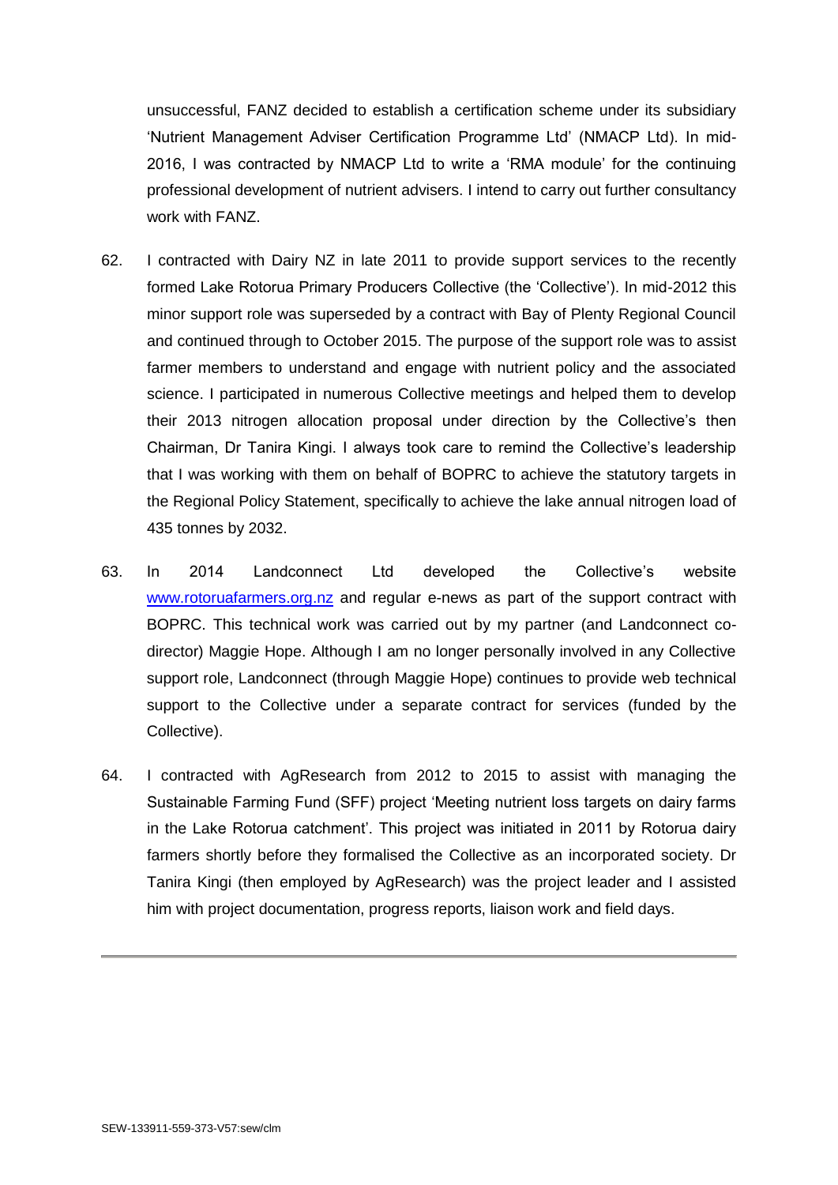unsuccessful, FANZ decided to establish a certification scheme under its subsidiary 'Nutrient Management Adviser Certification Programme Ltd' (NMACP Ltd). In mid-2016, I was contracted by NMACP Ltd to write a 'RMA module' for the continuing professional development of nutrient advisers. I intend to carry out further consultancy work with FANZ.

62. I contracted with Dairy NZ in late 2011 to provide support services to the recently formed Lake Rotorua Primary Producers Collective (the 'Collective'). In mid-2012 this minor support role was superseded by a contract with Bay of Plenty Regional Council and continued through to October 2015. The purpose of the support role was to assist farmer members to understand and engage with nutrient policy and the associated science. I participated in numerous Collective meetings and helped them to develop their 2013 nitrogen allocation proposal under direction by the Collective's then Chairman, Dr Tanira Kingi. I always took care to remind the Collective's leadership that I was working with them on behalf of BOPRC to achieve the statutory targets in the Regional Policy Statement, specifically to achieve the lake annual nitrogen load of 435 tonnes by 2032.

63. In 2014 Landconnect Ltd developed the Collective's website www.rotoruafarmers.org.nz and regular e-news as part of the support contract with BOPRC. This technical work was carried out by my partner (and Landconnect co-director) Maggie Hope. Although I am no longer personally involved in any Collective support role, Landconnect (through Maggie Hope) continues to provide web technical support to the Collective under a separate contract for services (funded by the Collective).

64. I contracted with AgResearch from 2012 to 2015 to assist with managing the Sustainable Farming Fund (SFF) project 'Meeting nutrient loss targets on dairy farms in the Lake Rotorua catchment'. This project was initiated in 2011 by Rotorua dairy farmers shortly before they formalised the Collective as an incorporated society. Dr Tanira Kingi (then employed by AgResearch) was the project leader and I assisted him with project documentation, progress reports, liaison work and field days.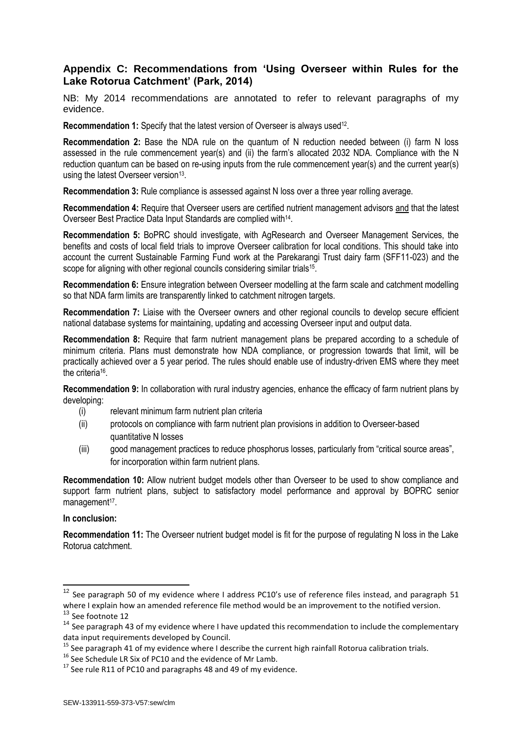## Appendix C: Recommendations from 'Using Overseer within Rules for the Lake Rotorua Catchment' (Park, 2014)

NB: My 2014 recommendations are annotated to refer to relevant paragraphs of my evidence.

**Recommendation 1:** Specify that the latest version of Overseer is always used[12].

**Recommendation 2:** Base the NDA rule on the quantum of N reduction needed between (i) farm N loss assessed in the rule commencement year(s) and (ii) the farm's allocated 2032 NDA. Compliance with the N reduction quantum can be based on re-using inputs from the rule commencement year(s) and the current year(s) using the latest Overseer version[13].

**Recommendation 3:** Rule compliance is assessed against N loss over a three year rolling average.

**Recommendation 4:** Require that Overseer users are certified nutrient management advisors <u>and</u> that the latest Overseer Best Practice Data Input Standards are complied with[14].

**Recommendation 5:** BoPRC should investigate, with AgResearch and Overseer Management Services, the benefits and costs of local field trials to improve Overseer calibration for local conditions. This should take into account the current Sustainable Farming Fund work at the Parekarangi Trust dairy farm (SFF11-023) and the scope for aligning with other regional councils considering similar trials[15].

**Recommendation 6:** Ensure integration between Overseer modelling at the farm scale and catchment modelling so that NDA farm limits are transparently linked to catchment nitrogen targets.

**Recommendation 7:** Liaise with the Overseer owners and other regional councils to develop secure efficient national database systems for maintaining, updating and accessing Overseer input and output data.

**Recommendation 8:** Require that farm nutrient management plans be prepared according to a schedule of minimum criteria. Plans must demonstrate how NDA compliance, or progression towards that limit, will be practically achieved over a 5 year period. The rules should enable use of industry-driven EMS where they meet the criteria[16].

**Recommendation 9:** In collaboration with rural industry agencies, enhance the efficacy of farm nutrient plans by developing:

- (i) relevant minimum farm nutrient plan criteria
- (ii) protocols on compliance with farm nutrient plan provisions in addition to Overseer-based quantitative N losses
- (iii) good management practices to reduce phosphorus losses, particularly from "critical source areas", for incorporation within farm nutrient plans.

**Recommendation 10:** Allow nutrient budget models other than Overseer to be used to show compliance and support farm nutrient plans, subject to satisfactory model performance and approval by BOPRC senior management[17].

**In conclusion:**

**Recommendation 11:** The Overseer nutrient budget model is fit for the purpose of regulating N loss in the Lake Rotorua catchment.

---

[12] See paragraph 50 of my evidence where I address PC10's use of reference files instead, and paragraph 51 where I explain how an amended reference file method would be an improvement to the notified version.

[13] See footnote 12

[14] See paragraph 43 of my evidence where I have updated this recommendation to include the complementary data input requirements developed by Council.

[15] See paragraph 41 of my evidence where I describe the current high rainfall Rotorua calibration trials.

[16] See Schedule LR Six of PC10 and the evidence of Mr Lamb.

[17] See rule R11 of PC10 and paragraphs 48 and 49 of my evidence.

SEW-133911-559-373-V57:sew/clm